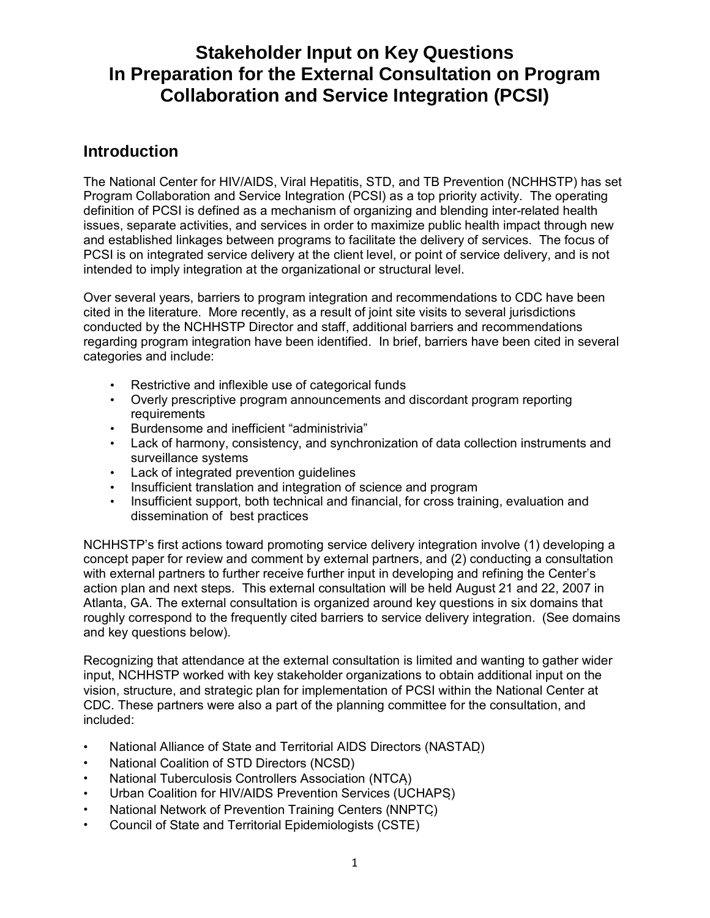# Stakeholder Input on Key Questions In Preparation for the External Consultation on Program Collaboration and Service Integration (PCSI)

## Introduction

The National Center for HIV/AIDS, Viral Hepatitis, STD, and TB Prevention (NCHHSTP) has set Program Collaboration and Service Integration (PCSI) as a top priority activity. The operating definition of PCSI is defined as a mechanism of organizing and blending inter-related health issues, separate activities, and services in order to maximize public health impact through new and established linkages between programs to facilitate the delivery of services. The focus of PCSI is on integrated service delivery at the client level, or point of service delivery, and is not intended to imply integration at the organizational or structural level.

Over several years, barriers to program integration and recommendations to CDC have been cited in the literature. More recently, as a result of joint site visits to several jurisdictions conducted by the NCHHSTP Director and staff, additional barriers and recommendations regarding program integration have been identified. In brief, barriers have been cited in several categories and include:

- Restrictive and inflexible use of categorical funds
- Overly prescriptive program announcements and discordant program reporting requirements
- Burdensome and inefficient "administrivia"
- Lack of harmony, consistency, and synchronization of data collection instruments and surveillance systems
- Lack of integrated prevention guidelines
- Insufficient translation and integration of science and program
- Insufficient support, both technical and financial, for cross training, evaluation and dissemination of best practices

NCHHSTP's first actions toward promoting service delivery integration involve (1) developing a concept paper for review and comment by external partners, and (2) conducting a consultation with external partners to further receive further input in developing and refining the Center's action plan and next steps. This external consultation will be held August 21 and 22, 2007 in Atlanta, GA. The external consultation is organized around key questions in six domains that roughly correspond to the frequently cited barriers to service delivery integration. (See domains and key questions below).

Recognizing that attendance at the external consultation is limited and wanting to gather wider input, NCHHSTP worked with key stakeholder organizations to obtain additional input on the vision, structure, and strategic plan for implementation of PCSI within the National Center at CDC. These partners were also a part of the planning committee for the consultation, and included:

- National Alliance of State and Territorial AIDS Directors (NASTAD)
- National Coalition of STD Directors (NCSD)
- National Tuberculosis Controllers Association (NTCA)
- Urban Coalition for HIV/AIDS Prevention Services (UCHAPS)
- National Network of Prevention Training Centers (NNPTC)
- Council of State and Territorial Epidemiologists (CSTE)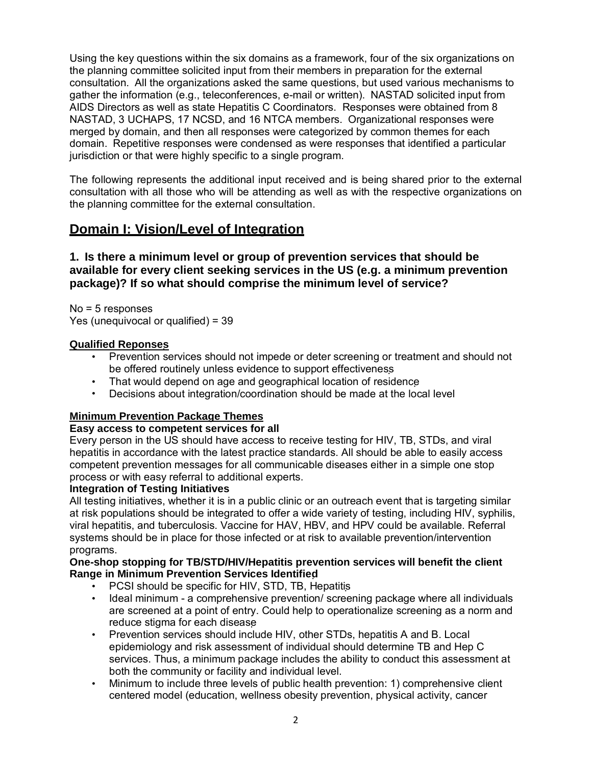Using the key questions within the six domains as a framework, four of the six organizations on the planning committee solicited input from their members in preparation for the external consultation. All the organizations asked the same questions, but used various mechanisms to gather the information (e.g., teleconferences, e-mail or written). NASTAD solicited input from AIDS Directors as well as state Hepatitis C Coordinators. Responses were obtained from 8 NASTAD, 3 UCHAPS, 17 NCSD, and 16 NTCA members. Organizational responses were merged by domain, and then all responses were categorized by common themes for each domain. Repetitive responses were condensed as were responses that identified a particular jurisdiction or that were highly specific to a single program.

The following represents the additional input received and is being shared prior to the external consultation with all those who will be attending as well as with the respective organizations on the planning committee for the external consultation.

## Domain I: Vision/Level of Integration

### 1. Is there a minimum level or group of prevention services that should be available for every client seeking services in the US (e.g. a minimum prevention package)? If so what should comprise the minimum level of service?

No = 5 responses
Yes (unequivocal or qualified) = 39

**Qualified Reponses**

- Prevention services should not impede or deter screening or treatment and should not be offered routinely unless evidence to support effectiveness
- That would depend on age and geographical location of residence
- Decisions about integration/coordination should be made at the local level

**Minimum Prevention Package Themes**

**Easy access to competent services for all**

Every person in the US should have access to receive testing for HIV, TB, STDs, and viral hepatitis in accordance with the latest practice standards. All should be able to easily access competent prevention messages for all communicable diseases either in a simple one stop process or with easy referral to additional experts.

**Integration of Testing Initiatives**

All testing initiatives, whether it is in a public clinic or an outreach event that is targeting similar at risk populations should be integrated to offer a wide variety of testing, including HIV, syphilis, viral hepatitis, and tuberculosis. Vaccine for HAV, HBV, and HPV could be available. Referral systems should be in place for those infected or at risk to available prevention/intervention programs.

**One-shop stopping for TB/STD/HIV/Hepatitis prevention services will benefit the client**

**Range in Minimum Prevention Services Identified**

- PCSI should be specific for HIV, STD, TB, Hepatitis
- Ideal minimum - a comprehensive prevention/ screening package where all individuals are screened at a point of entry. Could help to operationalize screening as a norm and reduce stigma for each disease
- Prevention services should include HIV, other STDs, hepatitis A and B. Local epidemiology and risk assessment of individual should determine TB and Hep C services. Thus, a minimum package includes the ability to conduct this assessment at both the community or facility and individual level.
- Minimum to include three levels of public health prevention: 1) comprehensive client centered model (education, wellness obesity prevention, physical activity, cancer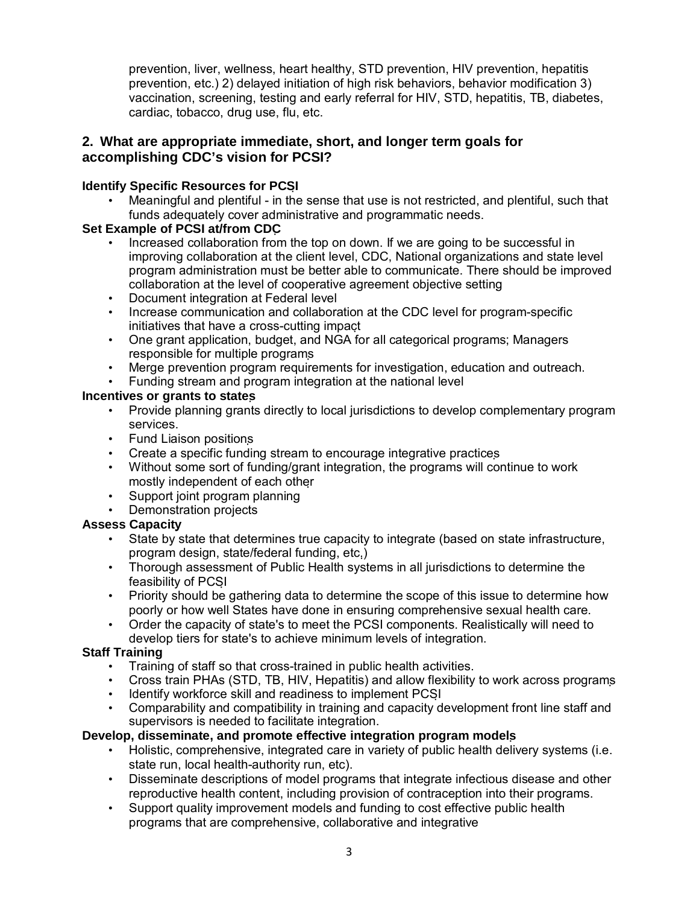prevention, liver, wellness, heart healthy, STD prevention, HIV prevention, hepatitis prevention, etc.) 2) delayed initiation of high risk behaviors, behavior modification 3) vaccination, screening, testing and early referral for HIV, STD, hepatitis, TB, diabetes, cardiac, tobacco, drug use, flu, etc.

## 2. What are appropriate immediate, short, and longer term goals for accomplishing CDC's vision for PCSI?

**Identify Specific Resources for PCSI**

- Meaningful and plentiful - in the sense that use is not restricted, and plentiful, such that funds adequately cover administrative and programmatic needs.

**Set Example of PCSI at/from CDC**

- Increased collaboration from the top on down. If we are going to be successful in improving collaboration at the client level, CDC, National organizations and state level program administration must be better able to communicate. There should be improved collaboration at the level of cooperative agreement objective setting
- Document integration at Federal level
- Increase communication and collaboration at the CDC level for program-specific initiatives that have a cross-cutting impact
- One grant application, budget, and NGA for all categorical programs; Managers responsible for multiple programs
- Merge prevention program requirements for investigation, education and outreach.
- Funding stream and program integration at the national level

**Incentives or grants to states**

- Provide planning grants directly to local jurisdictions to develop complementary program services.
- Fund Liaison positions
- Create a specific funding stream to encourage integrative practices
- Without some sort of funding/grant integration, the programs will continue to work mostly independent of each other
- Support joint program planning
- Demonstration projects

**Assess Capacity**

- State by state that determines true capacity to integrate (based on state infrastructure, program design, state/federal funding, etc.)
- Thorough assessment of Public Health systems in all jurisdictions to determine the feasibility of PCSI
- Priority should be gathering data to determine the scope of this issue to determine how poorly or how well States have done in ensuring comprehensive sexual health care.
- Order the capacity of state's to meet the PCSI components. Realistically will need to develop tiers for state's to achieve minimum levels of integration.

**Staff Training**

- Training of staff so that cross-trained in public health activities.
- Cross train PHAs (STD, TB, HIV, Hepatitis) and allow flexibility to work across programs
- Identify workforce skill and readiness to implement PCSI
- Comparability and compatibility in training and capacity development front line staff and supervisors is needed to facilitate integration.

**Develop, disseminate, and promote effective integration program models**

- Holistic, comprehensive, integrated care in variety of public health delivery systems (i.e. state run, local health-authority run, etc).
- Disseminate descriptions of model programs that integrate infectious disease and other reproductive health content, including provision of contraception into their programs.
- Support quality improvement models and funding to cost effective public health programs that are comprehensive, collaborative and integrative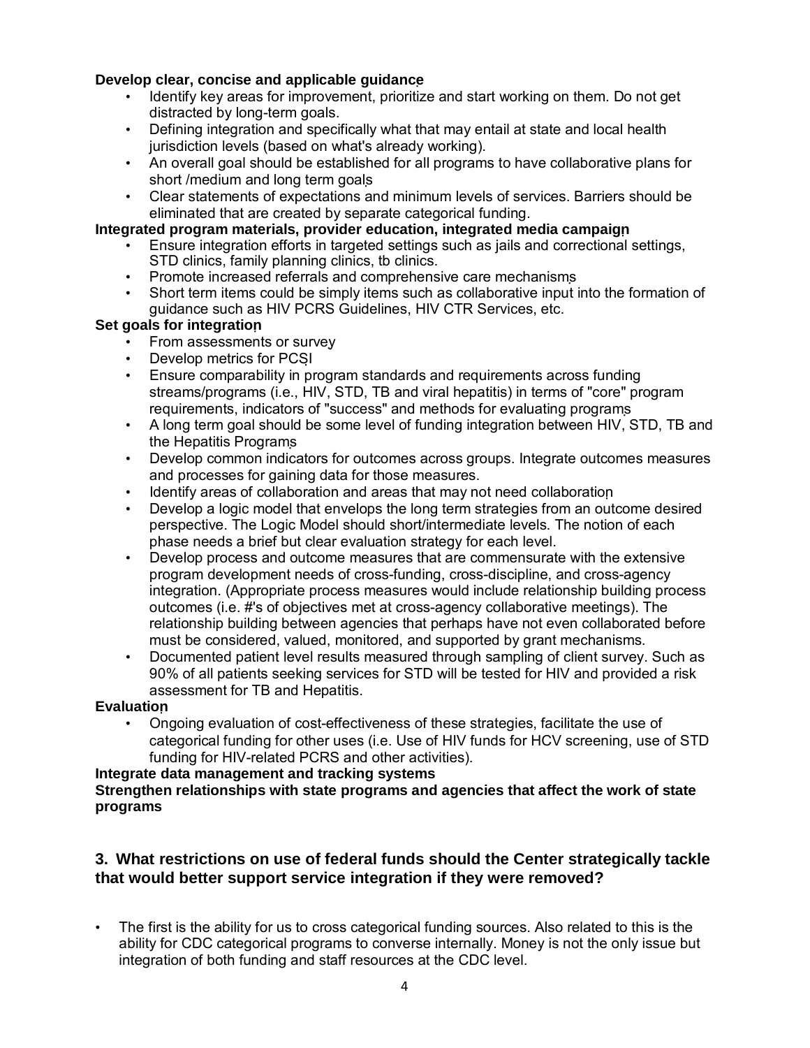**Develop clear, concise and applicable guidance**

- Identify key areas for improvement, prioritize and start working on them. Do not get distracted by long-term goals.
- Defining integration and specifically what that may entail at state and local health jurisdiction levels (based on what's already working).
- An overall goal should be established for all programs to have collaborative plans for short /medium and long term goals
- Clear statements of expectations and minimum levels of services. Barriers should be eliminated that are created by separate categorical funding.

**Integrated program materials, provider education, integrated media campaign**

- Ensure integration efforts in targeted settings such as jails and correctional settings, STD clinics, family planning clinics, tb clinics.
- Promote increased referrals and comprehensive care mechanisms
- Short term items could be simply items such as collaborative input into the formation of guidance such as HIV PCRS Guidelines, HIV CTR Services, etc.

**Set goals for integration**

- From assessments or survey
- Develop metrics for PCSI
- Ensure comparability in program standards and requirements across funding streams/programs (i.e., HIV, STD, TB and viral hepatitis) in terms of "core" program requirements, indicators of "success" and methods for evaluating programs
- A long term goal should be some level of funding integration between HIV, STD, TB and the Hepatitis Programs
- Develop common indicators for outcomes across groups. Integrate outcomes measures and processes for gaining data for those measures.
- Identify areas of collaboration and areas that may not need collaboration
- Develop a logic model that envelops the long term strategies from an outcome desired perspective. The Logic Model should short/intermediate levels. The notion of each phase needs a brief but clear evaluation strategy for each level.
- Develop process and outcome measures that are commensurate with the extensive program development needs of cross-funding, cross-discipline, and cross-agency integration. (Appropriate process measures would include relationship building process outcomes (i.e. #'s of objectives met at cross-agency collaborative meetings). The relationship building between agencies that perhaps have not even collaborated before must be considered, valued, monitored, and supported by grant mechanisms.
- Documented patient level results measured through sampling of client survey. Such as 90% of all patients seeking services for STD will be tested for HIV and provided a risk assessment for TB and Hepatitis.

**Evaluation**

- Ongoing evaluation of cost-effectiveness of these strategies, facilitate the use of categorical funding for other uses (i.e. Use of HIV funds for HCV screening, use of STD funding for HIV-related PCRS and other activities).

**Integrate data management and tracking systems**

**Strengthen relationships with state programs and agencies that affect the work of state programs**

### 3. What restrictions on use of federal funds should the Center strategically tackle that would better support service integration if they were removed?

- The first is the ability for us to cross categorical funding sources. Also related to this is the ability for CDC categorical programs to converse internally. Money is not the only issue but integration of both funding and staff resources at the CDC level.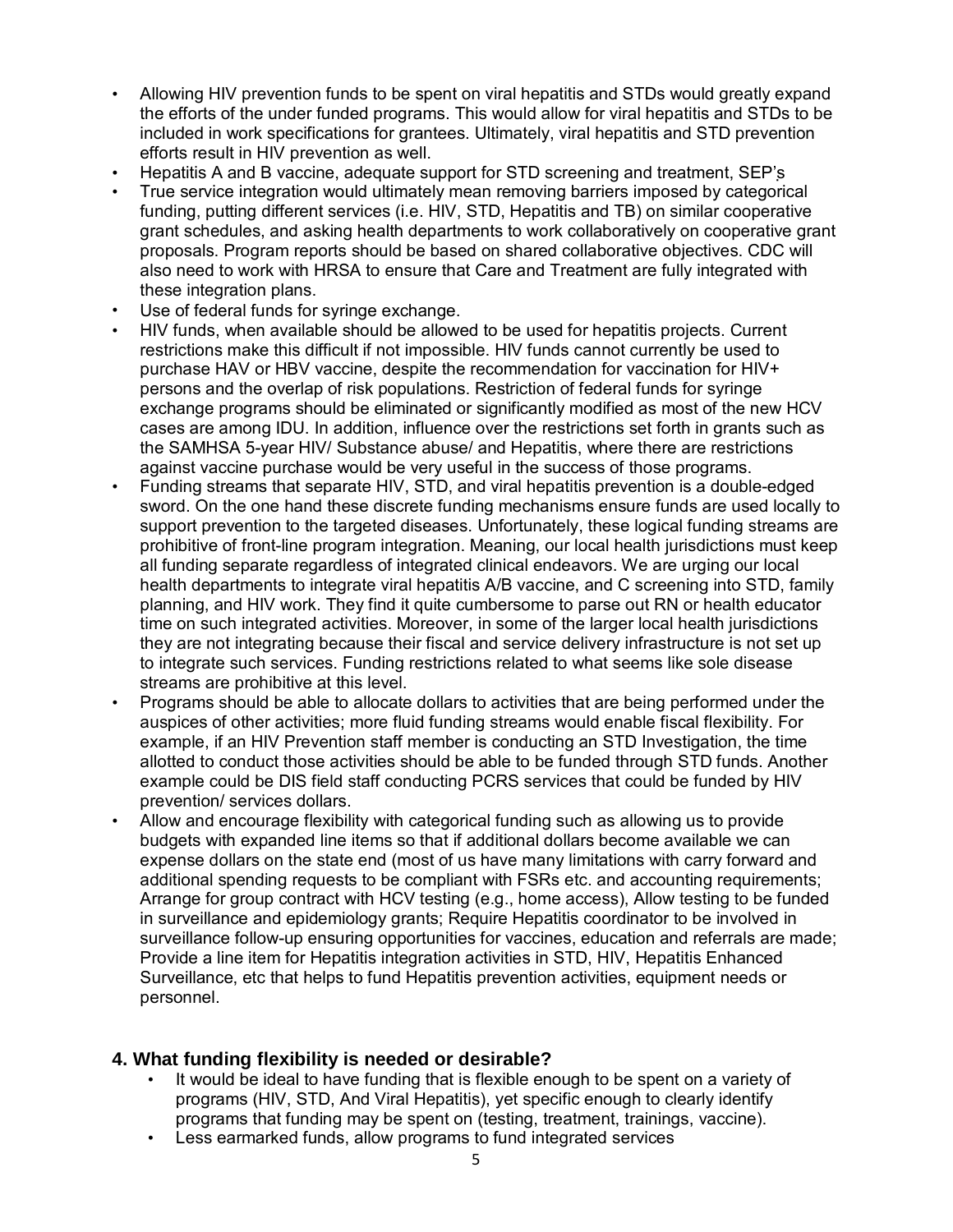- Allowing HIV prevention funds to be spent on viral hepatitis and STDs would greatly expand the efforts of the under funded programs. This would allow for viral hepatitis and STDs to be included in work specifications for grantees. Ultimately, viral hepatitis and STD prevention efforts result in HIV prevention as well.
- Hepatitis A and B vaccine, adequate support for STD screening and treatment, SEP's
- True service integration would ultimately mean removing barriers imposed by categorical funding, putting different services (i.e. HIV, STD, Hepatitis and TB) on similar cooperative grant schedules, and asking health departments to work collaboratively on cooperative grant proposals. Program reports should be based on shared collaborative objectives. CDC will also need to work with HRSA to ensure that Care and Treatment are fully integrated with these integration plans.
- Use of federal funds for syringe exchange.
- HIV funds, when available should be allowed to be used for hepatitis projects. Current restrictions make this difficult if not impossible. HIV funds cannot currently be used to purchase HAV or HBV vaccine, despite the recommendation for vaccination for HIV+ persons and the overlap of risk populations. Restriction of federal funds for syringe exchange programs should be eliminated or significantly modified as most of the new HCV cases are among IDU. In addition, influence over the restrictions set forth in grants such as the SAMHSA 5-year HIV/ Substance abuse/ and Hepatitis, where there are restrictions against vaccine purchase would be very useful in the success of those programs.
- Funding streams that separate HIV, STD, and viral hepatitis prevention is a double-edged sword. On the one hand these discrete funding mechanisms ensure funds are used locally to support prevention to the targeted diseases. Unfortunately, these logical funding streams are prohibitive of front-line program integration. Meaning, our local health jurisdictions must keep all funding separate regardless of integrated clinical endeavors. We are urging our local health departments to integrate viral hepatitis A/B vaccine, and C screening into STD, family planning, and HIV work. They find it quite cumbersome to parse out RN or health educator time on such integrated activities. Moreover, in some of the larger local health jurisdictions they are not integrating because their fiscal and service delivery infrastructure is not set up to integrate such services. Funding restrictions related to what seems like sole disease streams are prohibitive at this level.
- Programs should be able to allocate dollars to activities that are being performed under the auspices of other activities; more fluid funding streams would enable fiscal flexibility. For example, if an HIV Prevention staff member is conducting an STD Investigation, the time allotted to conduct those activities should be able to be funded through STD funds. Another example could be DIS field staff conducting PCRS services that could be funded by HIV prevention/ services dollars.
- Allow and encourage flexibility with categorical funding such as allowing us to provide budgets with expanded line items so that if additional dollars become available we can expense dollars on the state end (most of us have many limitations with carry forward and additional spending requests to be compliant with FSRs etc. and accounting requirements; Arrange for group contract with HCV testing (e.g., home access), Allow testing to be funded in surveillance and epidemiology grants; Require Hepatitis coordinator to be involved in surveillance follow-up ensuring opportunities for vaccines, education and referrals are made; Provide a line item for Hepatitis integration activities in STD, HIV, Hepatitis Enhanced Surveillance, etc that helps to fund Hepatitis prevention activities, equipment needs or personnel.

### 4. What funding flexibility is needed or desirable?

- It would be ideal to have funding that is flexible enough to be spent on a variety of programs (HIV, STD, And Viral Hepatitis), yet specific enough to clearly identify programs that funding may be spent on (testing, treatment, trainings, vaccine).
- Less earmarked funds, allow programs to fund integrated services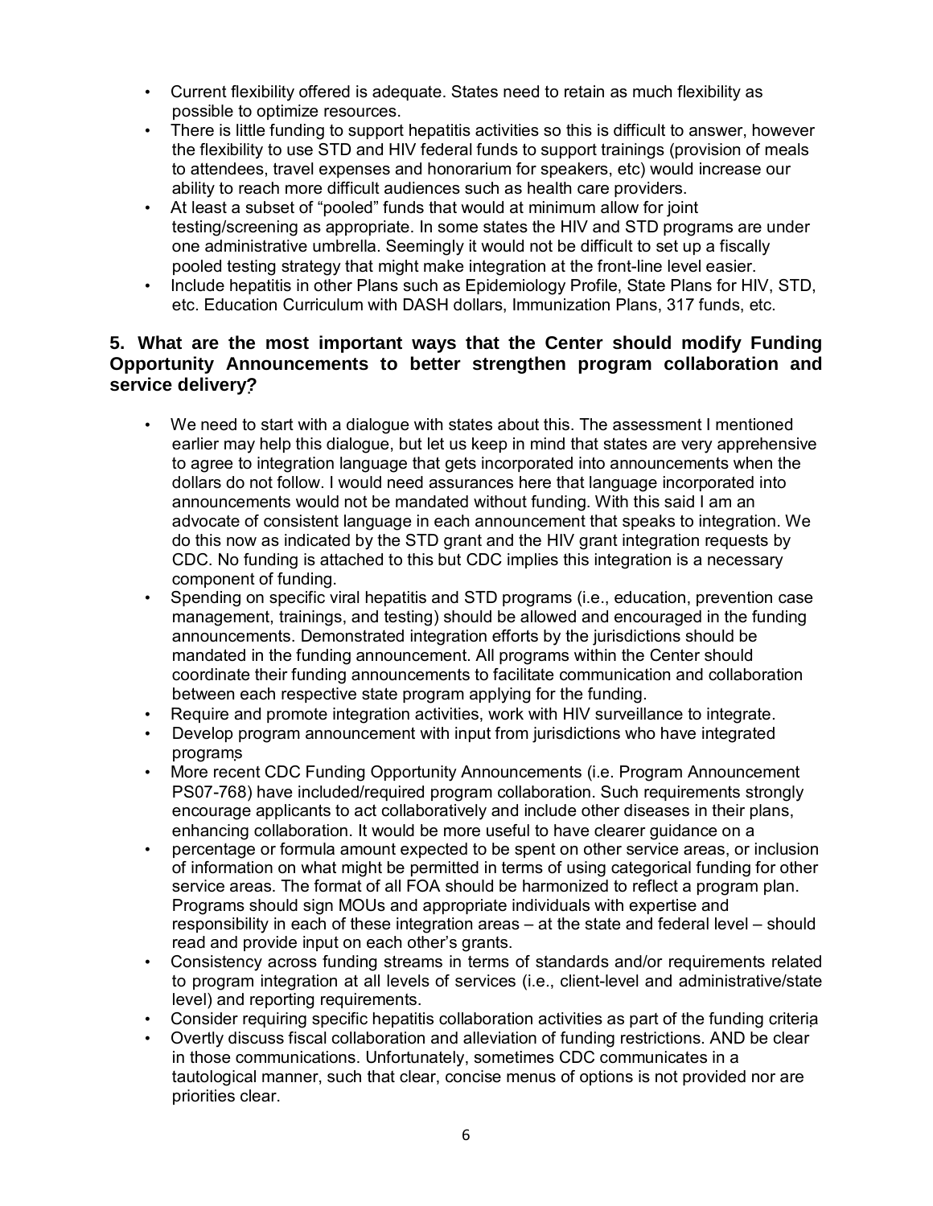- Current flexibility offered is adequate. States need to retain as much flexibility as possible to optimize resources.
- There is little funding to support hepatitis activities so this is difficult to answer, however the flexibility to use STD and HIV federal funds to support trainings (provision of meals to attendees, travel expenses and honorarium for speakers, etc) would increase our ability to reach more difficult audiences such as health care providers.
- At least a subset of "pooled" funds that would at minimum allow for joint testing/screening as appropriate. In some states the HIV and STD programs are under one administrative umbrella. Seemingly it would not be difficult to set up a fiscally pooled testing strategy that might make integration at the front-line level easier.
- Include hepatitis in other Plans such as Epidemiology Profile, State Plans for HIV, STD, etc. Education Curriculum with DASH dollars, Immunization Plans, 317 funds, etc.

**5. What are the most important ways that the Center should modify Funding Opportunity Announcements to better strengthen program collaboration and service delivery?**

- We need to start with a dialogue with states about this. The assessment I mentioned earlier may help this dialogue, but let us keep in mind that states are very apprehensive to agree to integration language that gets incorporated into announcements when the dollars do not follow. I would need assurances here that language incorporated into announcements would not be mandated without funding. With this said I am an advocate of consistent language in each announcement that speaks to integration. We do this now as indicated by the STD grant and the HIV grant integration requests by CDC. No funding is attached to this but CDC implies this integration is a necessary component of funding.
- Spending on specific viral hepatitis and STD programs (i.e., education, prevention case management, trainings, and testing) should be allowed and encouraged in the funding announcements. Demonstrated integration efforts by the jurisdictions should be mandated in the funding announcement. All programs within the Center should coordinate their funding announcements to facilitate communication and collaboration between each respective state program applying for the funding.
- Require and promote integration activities, work with HIV surveillance to integrate.
- Develop program announcement with input from jurisdictions who have integrated programs
- More recent CDC Funding Opportunity Announcements (i.e. Program Announcement PS07-768) have included/required program collaboration. Such requirements strongly encourage applicants to act collaboratively and include other diseases in their plans, enhancing collaboration. It would be more useful to have clearer guidance on a
- percentage or formula amount expected to be spent on other service areas, or inclusion of information on what might be permitted in terms of using categorical funding for other service areas. The format of all FOA should be harmonized to reflect a program plan. Programs should sign MOUs and appropriate individuals with expertise and responsibility in each of these integration areas – at the state and federal level – should read and provide input on each other's grants.
- Consistency across funding streams in terms of standards and/or requirements related to program integration at all levels of services (i.e., client-level and administrative/state level) and reporting requirements.
- Consider requiring specific hepatitis collaboration activities as part of the funding criteria
- Overtly discuss fiscal collaboration and alleviation of funding restrictions. AND be clear in those communications. Unfortunately, sometimes CDC communicates in a tautological manner, such that clear, concise menus of options is not provided nor are priorities clear.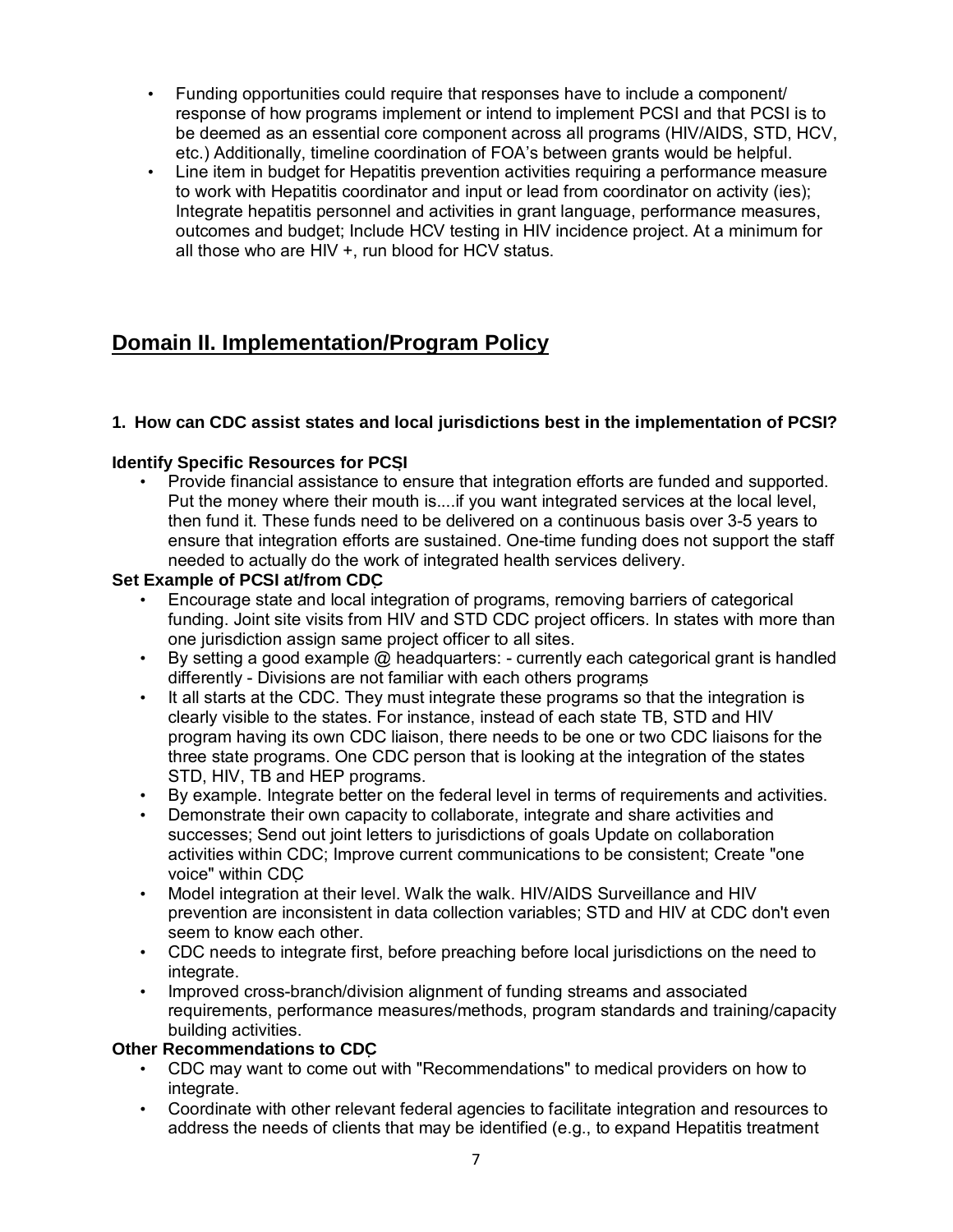- Funding opportunities could require that responses have to include a component/ response of how programs implement or intend to implement PCSI and that PCSI is to be deemed as an essential core component across all programs (HIV/AIDS, STD, HCV, etc.) Additionally, timeline coordination of FOA's between grants would be helpful.
- Line item in budget for Hepatitis prevention activities requiring a performance measure to work with Hepatitis coordinator and input or lead from coordinator on activity (ies); Integrate hepatitis personnel and activities in grant language, performance measures, outcomes and budget; Include HCV testing in HIV incidence project. At a minimum for all those who are HIV +, run blood for HCV status.

## Domain II. Implementation/Program Policy

### 1. How can CDC assist states and local jurisdictions best in the implementation of PCSI?

**Identify Specific Resources for PCSI**

- Provide financial assistance to ensure that integration efforts are funded and supported. Put the money where their mouth is....if you want integrated services at the local level, then fund it. These funds need to be delivered on a continuous basis over 3-5 years to ensure that integration efforts are sustained. One-time funding does not support the staff needed to actually do the work of integrated health services delivery.

**Set Example of PCSI at/from CDC**

- Encourage state and local integration of programs, removing barriers of categorical funding. Joint site visits from HIV and STD CDC project officers. In states with more than one jurisdiction assign same project officer to all sites.
- By setting a good example @ headquarters: - currently each categorical grant is handled differently - Divisions are not familiar with each others programs
- It all starts at the CDC. They must integrate these programs so that the integration is clearly visible to the states. For instance, instead of each state TB, STD and HIV program having its own CDC liaison, there needs to be one or two CDC liaisons for the three state programs. One CDC person that is looking at the integration of the states STD, HIV, TB and HEP programs.
- By example. Integrate better on the federal level in terms of requirements and activities.
- Demonstrate their own capacity to collaborate, integrate and share activities and successes; Send out joint letters to jurisdictions of goals Update on collaboration activities within CDC; Improve current communications to be consistent; Create "one voice" within CDC
- Model integration at their level. Walk the walk. HIV/AIDS Surveillance and HIV prevention are inconsistent in data collection variables; STD and HIV at CDC don't even seem to know each other.
- CDC needs to integrate first, before preaching before local jurisdictions on the need to integrate.
- Improved cross-branch/division alignment of funding streams and associated requirements, performance measures/methods, program standards and training/capacity building activities.

**Other Recommendations to CDC**

- CDC may want to come out with "Recommendations" to medical providers on how to integrate.
- Coordinate with other relevant federal agencies to facilitate integration and resources to address the needs of clients that may be identified (e.g., to expand Hepatitis treatment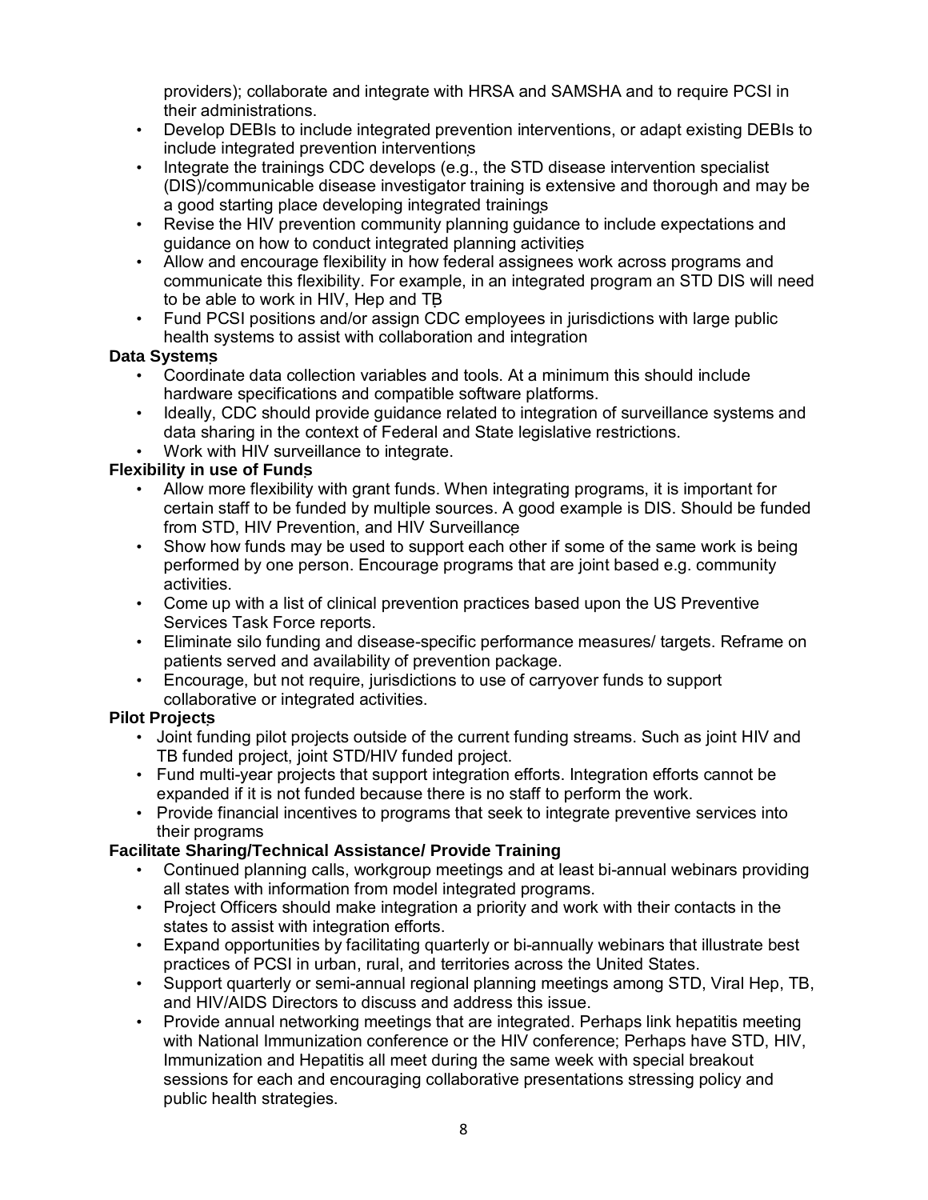providers); collaborate and integrate with HRSA and SAMSHA and to require PCSI in their administrations.

- Develop DEBIs to include integrated prevention interventions, or adapt existing DEBIs to include integrated prevention interventions
- Integrate the trainings CDC develops (e.g., the STD disease intervention specialist (DIS)/communicable disease investigator training is extensive and thorough and may be a good starting place developing integrated trainings
- Revise the HIV prevention community planning guidance to include expectations and guidance on how to conduct integrated planning activities
- Allow and encourage flexibility in how federal assignees work across programs and communicate this flexibility. For example, in an integrated program an STD DIS will need to be able to work in HIV, Hep and TB
- Fund PCSI positions and/or assign CDC employees in jurisdictions with large public health systems to assist with collaboration and integration

**Data Systems**

- Coordinate data collection variables and tools. At a minimum this should include hardware specifications and compatible software platforms.
- Ideally, CDC should provide guidance related to integration of surveillance systems and data sharing in the context of Federal and State legislative restrictions.
- Work with HIV surveillance to integrate.

**Flexibility in use of Funds**

- Allow more flexibility with grant funds. When integrating programs, it is important for certain staff to be funded by multiple sources. A good example is DIS. Should be funded from STD, HIV Prevention, and HIV Surveillance
- Show how funds may be used to support each other if some of the same work is being performed by one person. Encourage programs that are joint based e.g. community activities.
- Come up with a list of clinical prevention practices based upon the US Preventive Services Task Force reports.
- Eliminate silo funding and disease-specific performance measures/ targets. Reframe on patients served and availability of prevention package.
- Encourage, but not require, jurisdictions to use of carryover funds to support collaborative or integrated activities.

**Pilot Projects**

- Joint funding pilot projects outside of the current funding streams. Such as joint HIV and TB funded project, joint STD/HIV funded project.
- Fund multi-year projects that support integration efforts. Integration efforts cannot be expanded if it is not funded because there is no staff to perform the work.
- Provide financial incentives to programs that seek to integrate preventive services into their programs

**Facilitate Sharing/Technical Assistance/ Provide Training**

- Continued planning calls, workgroup meetings and at least bi-annual webinars providing all states with information from model integrated programs.
- Project Officers should make integration a priority and work with their contacts in the states to assist with integration efforts.
- Expand opportunities by facilitating quarterly or bi-annually webinars that illustrate best practices of PCSI in urban, rural, and territories across the United States.
- Support quarterly or semi-annual regional planning meetings among STD, Viral Hep, TB, and HIV/AIDS Directors to discuss and address this issue.
- Provide annual networking meetings that are integrated. Perhaps link hepatitis meeting with National Immunization conference or the HIV conference; Perhaps have STD, HIV, Immunization and Hepatitis all meet during the same week with special breakout sessions for each and encouraging collaborative presentations stressing policy and public health strategies.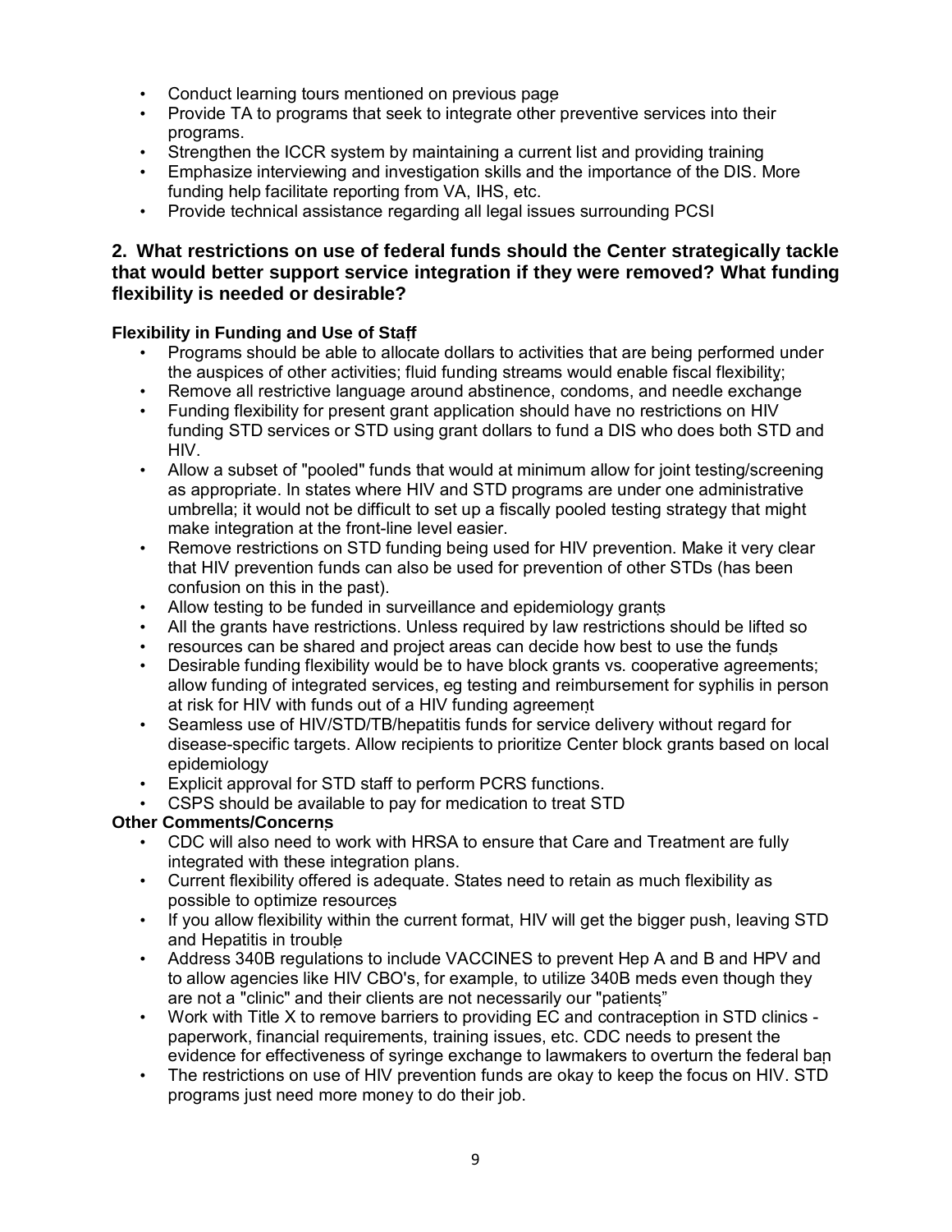- Conduct learning tours mentioned on previous page
- Provide TA to programs that seek to integrate other preventive services into their programs.
- Strengthen the ICCR system by maintaining a current list and providing training
- Emphasize interviewing and investigation skills and the importance of the DIS. More funding help facilitate reporting from VA, IHS, etc.
- Provide technical assistance regarding all legal issues surrounding PCSI

## 2. What restrictions on use of federal funds should the Center strategically tackle that would better support service integration if they were removed? What funding flexibility is needed or desirable?

**Flexibility in Funding and Use of Staff**

- Programs should be able to allocate dollars to activities that are being performed under the auspices of other activities; fluid funding streams would enable fiscal flexibility;
- Remove all restrictive language around abstinence, condoms, and needle exchange
- Funding flexibility for present grant application should have no restrictions on HIV funding STD services or STD using grant dollars to fund a DIS who does both STD and HIV.
- Allow a subset of "pooled" funds that would at minimum allow for joint testing/screening as appropriate. In states where HIV and STD programs are under one administrative umbrella; it would not be difficult to set up a fiscally pooled testing strategy that might make integration at the front-line level easier.
- Remove restrictions on STD funding being used for HIV prevention. Make it very clear that HIV prevention funds can also be used for prevention of other STDs (has been confusion on this in the past).
- Allow testing to be funded in surveillance and epidemiology grants
- All the grants have restrictions. Unless required by law restrictions should be lifted so
- resources can be shared and project areas can decide how best to use the funds
- Desirable funding flexibility would be to have block grants vs. cooperative agreements; allow funding of integrated services, eg testing and reimbursement for syphilis in person at risk for HIV with funds out of a HIV funding agreement
- Seamless use of HIV/STD/TB/hepatitis funds for service delivery without regard for disease-specific targets. Allow recipients to prioritize Center block grants based on local epidemiology
- Explicit approval for STD staff to perform PCRS functions.
- CSPS should be available to pay for medication to treat STD

**Other Comments/Concerns**

- CDC will also need to work with HRSA to ensure that Care and Treatment are fully integrated with these integration plans.
- Current flexibility offered is adequate. States need to retain as much flexibility as possible to optimize resources
- If you allow flexibility within the current format, HIV will get the bigger push, leaving STD and Hepatitis in trouble
- Address 340B regulations to include VACCINES to prevent Hep A and B and HPV and to allow agencies like HIV CBO's, for example, to utilize 340B meds even though they are not a "clinic" and their clients are not necessarily our "patients"
- Work with Title X to remove barriers to providing EC and contraception in STD clinics - paperwork, financial requirements, training issues, etc. CDC needs to present the evidence for effectiveness of syringe exchange to lawmakers to overturn the federal ban
- The restrictions on use of HIV prevention funds are okay to keep the focus on HIV. STD programs just need more money to do their job.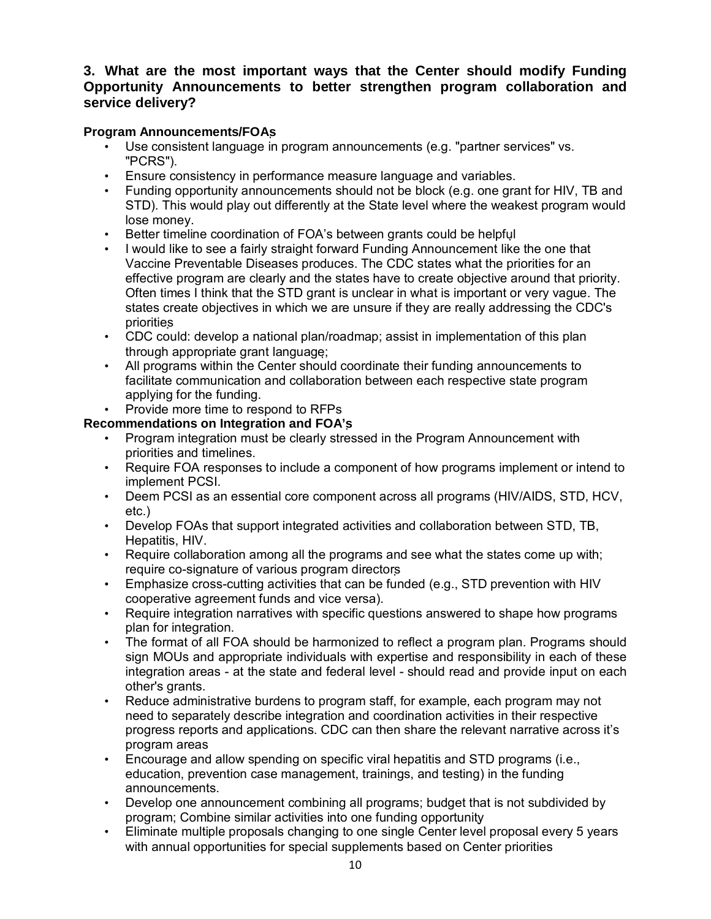### 3. What are the most important ways that the Center should modify Funding Opportunity Announcements to better strengthen program collaboration and service delivery?

**Program Announcements/FOAs**

- Use consistent language in program announcements (e.g. "partner services" vs. "PCRS").
- Ensure consistency in performance measure language and variables.
- Funding opportunity announcements should not be block (e.g. one grant for HIV, TB and STD). This would play out differently at the State level where the weakest program would lose money.
- Better timeline coordination of FOA's between grants could be helpful
- I would like to see a fairly straight forward Funding Announcement like the one that Vaccine Preventable Diseases produces. The CDC states what the priorities for an effective program are clearly and the states have to create objective around that priority. Often times I think that the STD grant is unclear in what is important or very vague. The states create objectives in which we are unsure if they are really addressing the CDC's priorities
- CDC could: develop a national plan/roadmap; assist in implementation of this plan through appropriate grant language;
- All programs within the Center should coordinate their funding announcements to facilitate communication and collaboration between each respective state program applying for the funding.
- Provide more time to respond to RFPs

**Recommendations on Integration and FOA's**

- Program integration must be clearly stressed in the Program Announcement with priorities and timelines.
- Require FOA responses to include a component of how programs implement or intend to implement PCSI.
- Deem PCSI as an essential core component across all programs (HIV/AIDS, STD, HCV, etc.)
- Develop FOAs that support integrated activities and collaboration between STD, TB, Hepatitis, HIV.
- Require collaboration among all the programs and see what the states come up with; require co-signature of various program directors
- Emphasize cross-cutting activities that can be funded (e.g., STD prevention with HIV cooperative agreement funds and vice versa).
- Require integration narratives with specific questions answered to shape how programs plan for integration.
- The format of all FOA should be harmonized to reflect a program plan. Programs should sign MOUs and appropriate individuals with expertise and responsibility in each of these integration areas - at the state and federal level - should read and provide input on each other's grants.
- Reduce administrative burdens to program staff, for example, each program may not need to separately describe integration and coordination activities in their respective progress reports and applications. CDC can then share the relevant narrative across it's program areas
- Encourage and allow spending on specific viral hepatitis and STD programs (i.e., education, prevention case management, trainings, and testing) in the funding announcements.
- Develop one announcement combining all programs; budget that is not subdivided by program; Combine similar activities into one funding opportunity
- Eliminate multiple proposals changing to one single Center level proposal every 5 years with annual opportunities for special supplements based on Center priorities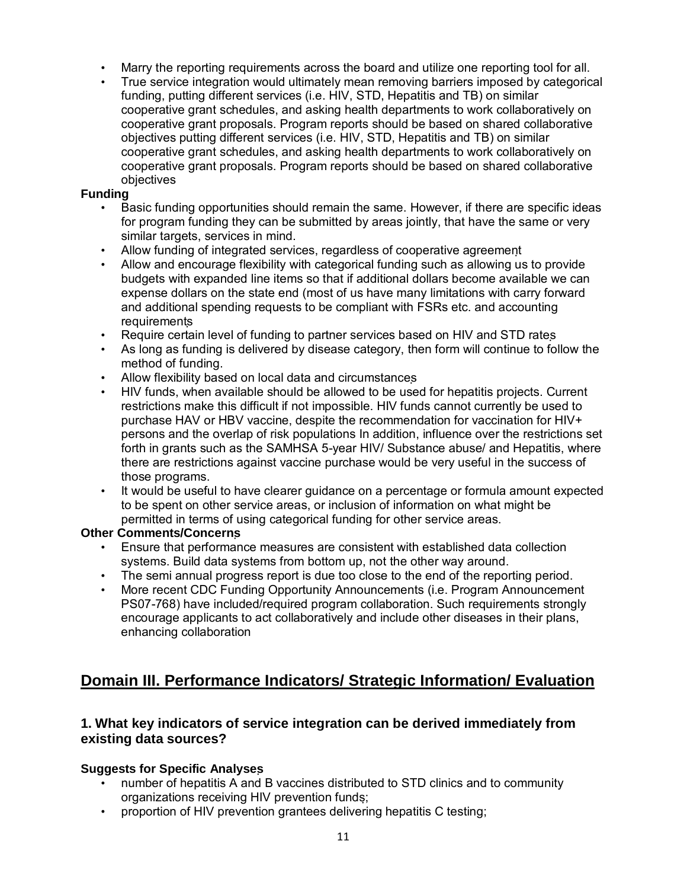- Marry the reporting requirements across the board and utilize one reporting tool for all.
- True service integration would ultimately mean removing barriers imposed by categorical funding, putting different services (i.e. HIV, STD, Hepatitis and TB) on similar cooperative grant schedules, and asking health departments to work collaboratively on cooperative grant proposals. Program reports should be based on shared collaborative objectives putting different services (i.e. HIV, STD, Hepatitis and TB) on similar cooperative grant schedules, and asking health departments to work collaboratively on cooperative grant proposals. Program reports should be based on shared collaborative objectives

**Funding**

- Basic funding opportunities should remain the same. However, if there are specific ideas for program funding they can be submitted by areas jointly, that have the same or very similar targets, services in mind.
- Allow funding of integrated services, regardless of cooperative agreement
- Allow and encourage flexibility with categorical funding such as allowing us to provide budgets with expanded line items so that if additional dollars become available we can expense dollars on the state end (most of us have many limitations with carry forward and additional spending requests to be compliant with FSRs etc. and accounting requirements
- Require certain level of funding to partner services based on HIV and STD rates
- As long as funding is delivered by disease category, then form will continue to follow the method of funding.
- Allow flexibility based on local data and circumstances
- HIV funds, when available should be allowed to be used for hepatitis projects. Current restrictions make this difficult if not impossible. HIV funds cannot currently be used to purchase HAV or HBV vaccine, despite the recommendation for vaccination for HIV+ persons and the overlap of risk populations In addition, influence over the restrictions set forth in grants such as the SAMHSA 5-year HIV/ Substance abuse/ and Hepatitis, where there are restrictions against vaccine purchase would be very useful in the success of those programs.
- It would be useful to have clearer guidance on a percentage or formula amount expected to be spent on other service areas, or inclusion of information on what might be permitted in terms of using categorical funding for other service areas.

**Other Comments/Concerns**

- Ensure that performance measures are consistent with established data collection systems. Build data systems from bottom up, not the other way around.
- The semi annual progress report is due too close to the end of the reporting period.
- More recent CDC Funding Opportunity Announcements (i.e. Program Announcement PS07-768) have included/required program collaboration. Such requirements strongly encourage applicants to act collaboratively and include other diseases in their plans, enhancing collaboration

## Domain III. Performance Indicators/ Strategic Information/ Evaluation

### 1. What key indicators of service integration can be derived immediately from existing data sources?

**Suggests for Specific Analyses**

- number of hepatitis A and B vaccines distributed to STD clinics and to community organizations receiving HIV prevention funds;
- proportion of HIV prevention grantees delivering hepatitis C testing;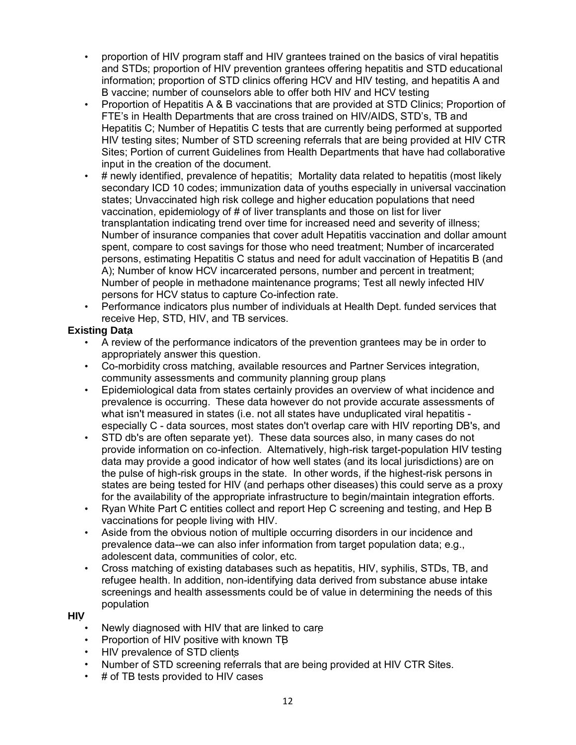- proportion of HIV program staff and HIV grantees trained on the basics of viral hepatitis and STDs; proportion of HIV prevention grantees offering hepatitis and STD educational information; proportion of STD clinics offering HCV and HIV testing, and hepatitis A and B vaccine; number of counselors able to offer both HIV and HCV testing
- Proportion of Hepatitis A & B vaccinations that are provided at STD Clinics; Proportion of FTE's in Health Departments that are cross trained on HIV/AIDS, STD's, TB and Hepatitis C; Number of Hepatitis C tests that are currently being performed at supported HIV testing sites; Number of STD screening referrals that are being provided at HIV CTR Sites; Portion of current Guidelines from Health Departments that have had collaborative input in the creation of the document.
- # newly identified, prevalence of hepatitis; Mortality data related to hepatitis (most likely secondary ICD 10 codes; immunization data of youths especially in universal vaccination states; Unvaccinated high risk college and higher education populations that need vaccination, epidemiology of # of liver transplants and those on list for liver transplantation indicating trend over time for increased need and severity of illness; Number of insurance companies that cover adult Hepatitis vaccination and dollar amount spent, compare to cost savings for those who need treatment; Number of incarcerated persons, estimating Hepatitis C status and need for adult vaccination of Hepatitis B (and A); Number of know HCV incarcerated persons, number and percent in treatment; Number of people in methadone maintenance programs; Test all newly infected HIV persons for HCV status to capture Co-infection rate.
- Performance indicators plus number of individuals at Health Dept. funded services that receive Hep, STD, HIV, and TB services.

**Existing Data**

- A review of the performance indicators of the prevention grantees may be in order to appropriately answer this question.
- Co-morbidity cross matching, available resources and Partner Services integration, community assessments and community planning group plans
- Epidemiological data from states certainly provides an overview of what incidence and prevalence is occurring. These data however do not provide accurate assessments of what isn't measured in states (i.e. not all states have unduplicated viral hepatitis - especially C - data sources, most states don't overlap care with HIV reporting DB's, and
- STD db's are often separate yet). These data sources also, in many cases do not provide information on co-infection. Alternatively, high-risk target-population HIV testing data may provide a good indicator of how well states (and its local jurisdictions) are on the pulse of high-risk groups in the state. In other words, if the highest-risk persons in states are being tested for HIV (and perhaps other diseases) this could serve as a proxy for the availability of the appropriate infrastructure to begin/maintain integration efforts.
- Ryan White Part C entities collect and report Hep C screening and testing, and Hep B vaccinations for people living with HIV.
- Aside from the obvious notion of multiple occurring disorders in our incidence and prevalence data--we can also infer information from target population data; e.g., adolescent data, communities of color, etc.
- Cross matching of existing databases such as hepatitis, HIV, syphilis, STDs, TB, and refugee health. In addition, non-identifying data derived from substance abuse intake screenings and health assessments could be of value in determining the needs of this population

**HIV**

- Newly diagnosed with HIV that are linked to care
- Proportion of HIV positive with known TB
- HIV prevalence of STD clients
- Number of STD screening referrals that are being provided at HIV CTR Sites.
- # of TB tests provided to HIV cases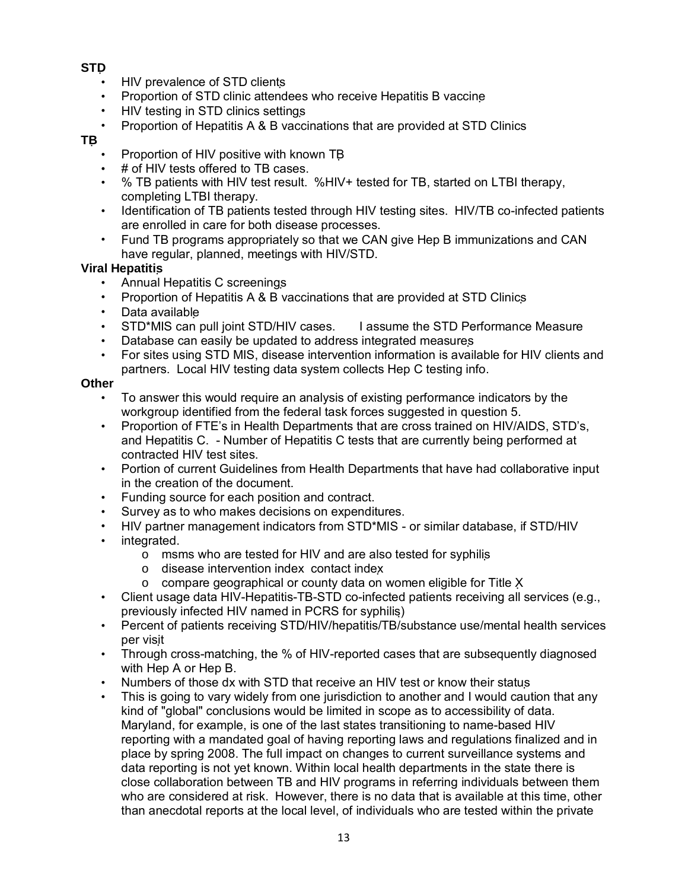**STD**

- HIV prevalence of STD clients
- Proportion of STD clinic attendees who receive Hepatitis B vaccine
- HIV testing in STD clinics settings
- Proportion of Hepatitis A & B vaccinations that are provided at STD Clinics

**TB**

- Proportion of HIV positive with known TB
- # of HIV tests offered to TB cases.
- % TB patients with HIV test result. %HIV+ tested for TB, started on LTBI therapy, completing LTBI therapy.
- Identification of TB patients tested through HIV testing sites. HIV/TB co-infected patients are enrolled in care for both disease processes.
- Fund TB programs appropriately so that we CAN give Hep B immunizations and CAN have regular, planned, meetings with HIV/STD.

**Viral Hepatitis**

- Annual Hepatitis C screenings
- Proportion of Hepatitis A & B vaccinations that are provided at STD Clinics
- Data available
- STD*MIS can pull joint STD/HIV cases. I assume the STD Performance Measure
- Database can easily be updated to address integrated measures
- For sites using STD MIS, disease intervention information is available for HIV clients and partners. Local HIV testing data system collects Hep C testing info.

**Other**

- To answer this would require an analysis of existing performance indicators by the workgroup identified from the federal task forces suggested in question 5.
- Proportion of FTE's in Health Departments that are cross trained on HIV/AIDS, STD's, and Hepatitis C. - Number of Hepatitis C tests that are currently being performed at contracted HIV test sites.
- Portion of current Guidelines from Health Departments that have had collaborative input in the creation of the document.
- Funding source for each position and contract.
- Survey as to who makes decisions on expenditures.
- HIV partner management indicators from STD*MIS - or similar database, if STD/HIV
- integrated.
    - msms who are tested for HIV and are also tested for syphilis
    - disease intervention index contact index
    - compare geographical or county data on women eligible for Title X
- Client usage data HIV-Hepatitis-TB-STD co-infected patients receiving all services (e.g., previously infected HIV named in PCRS for syphilis)
- Percent of patients receiving STD/HIV/hepatitis/TB/substance use/mental health services per visit
- Through cross-matching, the % of HIV-reported cases that are subsequently diagnosed with Hep A or Hep B.
- Numbers of those dx with STD that receive an HIV test or know their status
- This is going to vary widely from one jurisdiction to another and I would caution that any kind of "global" conclusions would be limited in scope as to accessibility of data. Maryland, for example, is one of the last states transitioning to name-based HIV reporting with a mandated goal of having reporting laws and regulations finalized and in place by spring 2008. The full impact on changes to current surveillance systems and data reporting is not yet known. Within local health departments in the state there is close collaboration between TB and HIV programs in referring individuals between them who are considered at risk. However, there is no data that is available at this time, other than anecdotal reports at the local level, of individuals who are tested within the private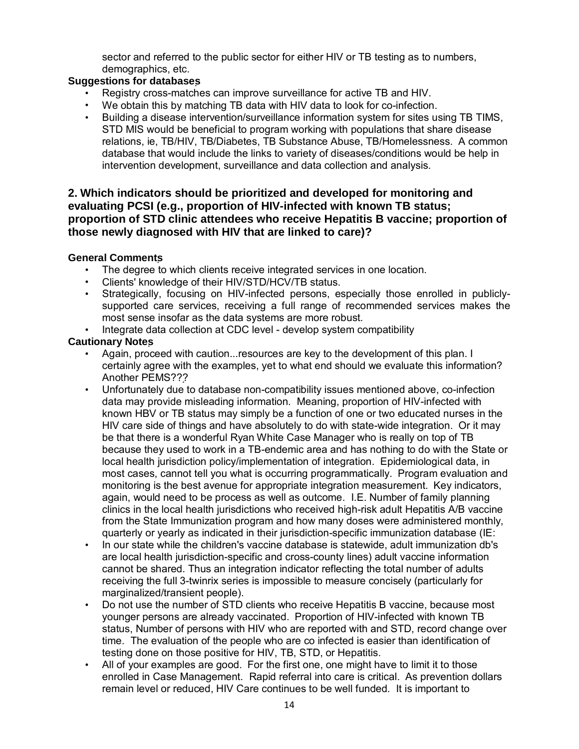sector and referred to the public sector for either HIV or TB testing as to numbers, demographics, etc.

**Suggestions for databases**

- Registry cross-matches can improve surveillance for active TB and HIV.
- We obtain this by matching TB data with HIV data to look for co-infection.
- Building a disease intervention/surveillance information system for sites using TB TIMS, STD MIS would be beneficial to program working with populations that share disease relations, ie, TB/HIV, TB/Diabetes, TB Substance Abuse, TB/Homelessness. A common database that would include the links to variety of diseases/conditions would be help in intervention development, surveillance and data collection and analysis.

## 2. Which indicators should be prioritized and developed for monitoring and evaluating PCSI (e.g., proportion of HIV-infected with known TB status; proportion of STD clinic attendees who receive Hepatitis B vaccine; proportion of those newly diagnosed with HIV that are linked to care)?

**General Comments**

- The degree to which clients receive integrated services in one location.
- Clients' knowledge of their HIV/STD/HCV/TB status.
- Strategically, focusing on HIV-infected persons, especially those enrolled in publicly-supported care services, receiving a full range of recommended services makes the most sense insofar as the data systems are more robust.
- Integrate data collection at CDC level - develop system compatibility

**Cautionary Notes**

- Again, proceed with caution...resources are key to the development of this plan. I certainly agree with the examples, yet to what end should we evaluate this information? Another PEMS???
- Unfortunately due to database non-compatibility issues mentioned above, co-infection data may provide misleading information. Meaning, proportion of HIV-infected with known HBV or TB status may simply be a function of one or two educated nurses in the HIV care side of things and have absolutely to do with state-wide integration. Or it may be that there is a wonderful Ryan White Case Manager who is really on top of TB because they used to work in a TB-endemic area and has nothing to do with the State or local health jurisdiction policy/implementation of integration. Epidemiological data, in most cases, cannot tell you what is occurring programmatically. Program evaluation and monitoring is the best avenue for appropriate integration measurement. Key indicators, again, would need to be process as well as outcome. I.E. Number of family planning clinics in the local health jurisdictions who received high-risk adult Hepatitis A/B vaccine from the State Immunization program and how many doses were administered monthly, quarterly or yearly as indicated in their jurisdiction-specific immunization database (IE:
- In our state while the children's vaccine database is statewide, adult immunization db's are local health jurisdiction-specific and cross-county lines) adult vaccine information cannot be shared. Thus an integration indicator reflecting the total number of adults receiving the full 3-twinrix series is impossible to measure concisely (particularly for marginalized/transient people).
- Do not use the number of STD clients who receive Hepatitis B vaccine, because most younger persons are already vaccinated. Proportion of HIV-infected with known TB status, Number of persons with HIV who are reported with and STD, record change over time. The evaluation of the people who are co infected is easier than identification of testing done on those positive for HIV, TB, STD, or Hepatitis.
- All of your examples are good. For the first one, one might have to limit it to those enrolled in Case Management. Rapid referral into care is critical. As prevention dollars remain level or reduced, HIV Care continues to be well funded. It is important to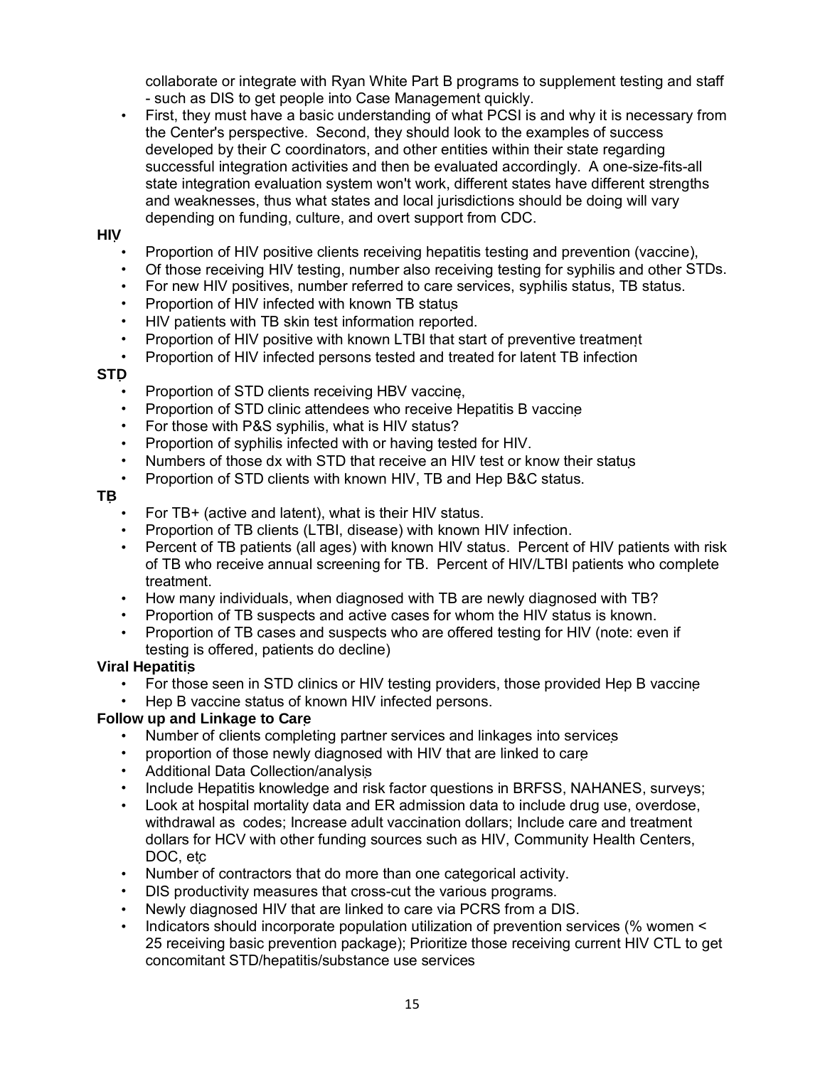collaborate or integrate with Ryan White Part B programs to supplement testing and staff - such as DIS to get people into Case Management quickly.

- First, they must have a basic understanding of what PCSI is and why it is necessary from the Center's perspective. Second, they should look to the examples of success developed by their C coordinators, and other entities within their state regarding successful integration activities and then be evaluated accordingly. A one-size-fits-all state integration evaluation system won't work, different states have different strengths and weaknesses, thus what states and local jurisdictions should be doing will vary depending on funding, culture, and overt support from CDC.

**HIV**

- Proportion of HIV positive clients receiving hepatitis testing and prevention (vaccine),
- Of those receiving HIV testing, number also receiving testing for syphilis and other STDs.
- For new HIV positives, number referred to care services, syphilis status, TB status.
- Proportion of HIV infected with known TB status
- HIV patients with TB skin test information reported.
- Proportion of HIV positive with known LTBI that start of preventive treatment
- Proportion of HIV infected persons tested and treated for latent TB infection

**STD**

- Proportion of STD clients receiving HBV vaccine,
- Proportion of STD clinic attendees who receive Hepatitis B vaccine
- For those with P&S syphilis, what is HIV status?
- Proportion of syphilis infected with or having tested for HIV.
- Numbers of those dx with STD that receive an HIV test or know their status
- Proportion of STD clients with known HIV, TB and Hep B&C status.

**TB**

- For TB+ (active and latent), what is their HIV status.
- Proportion of TB clients (LTBI, disease) with known HIV infection.
- Percent of TB patients (all ages) with known HIV status. Percent of HIV patients with risk of TB who receive annual screening for TB. Percent of HIV/LTBI patients who complete treatment.
- How many individuals, when diagnosed with TB are newly diagnosed with TB?
- Proportion of TB suspects and active cases for whom the HIV status is known.
- Proportion of TB cases and suspects who are offered testing for HIV (note: even if testing is offered, patients do decline)

**Viral Hepatitis**

- For those seen in STD clinics or HIV testing providers, those provided Hep B vaccine
- Hep B vaccine status of known HIV infected persons.

**Follow up and Linkage to Care**

- Number of clients completing partner services and linkages into services
- proportion of those newly diagnosed with HIV that are linked to care
- Additional Data Collection/analysis
- Include Hepatitis knowledge and risk factor questions in BRFSS, NAHANES, surveys;
- Look at hospital mortality data and ER admission data to include drug use, overdose, withdrawal as codes; Increase adult vaccination dollars; Include care and treatment dollars for HCV with other funding sources such as HIV, Community Health Centers, DOC, etc
- Number of contractors that do more than one categorical activity.
- DIS productivity measures that cross-cut the various programs.
- Newly diagnosed HIV that are linked to care via PCRS from a DIS.
- Indicators should incorporate population utilization of prevention services (% women < 25 receiving basic prevention package); Prioritize those receiving current HIV CTL to get concomitant STD/hepatitis/substance use services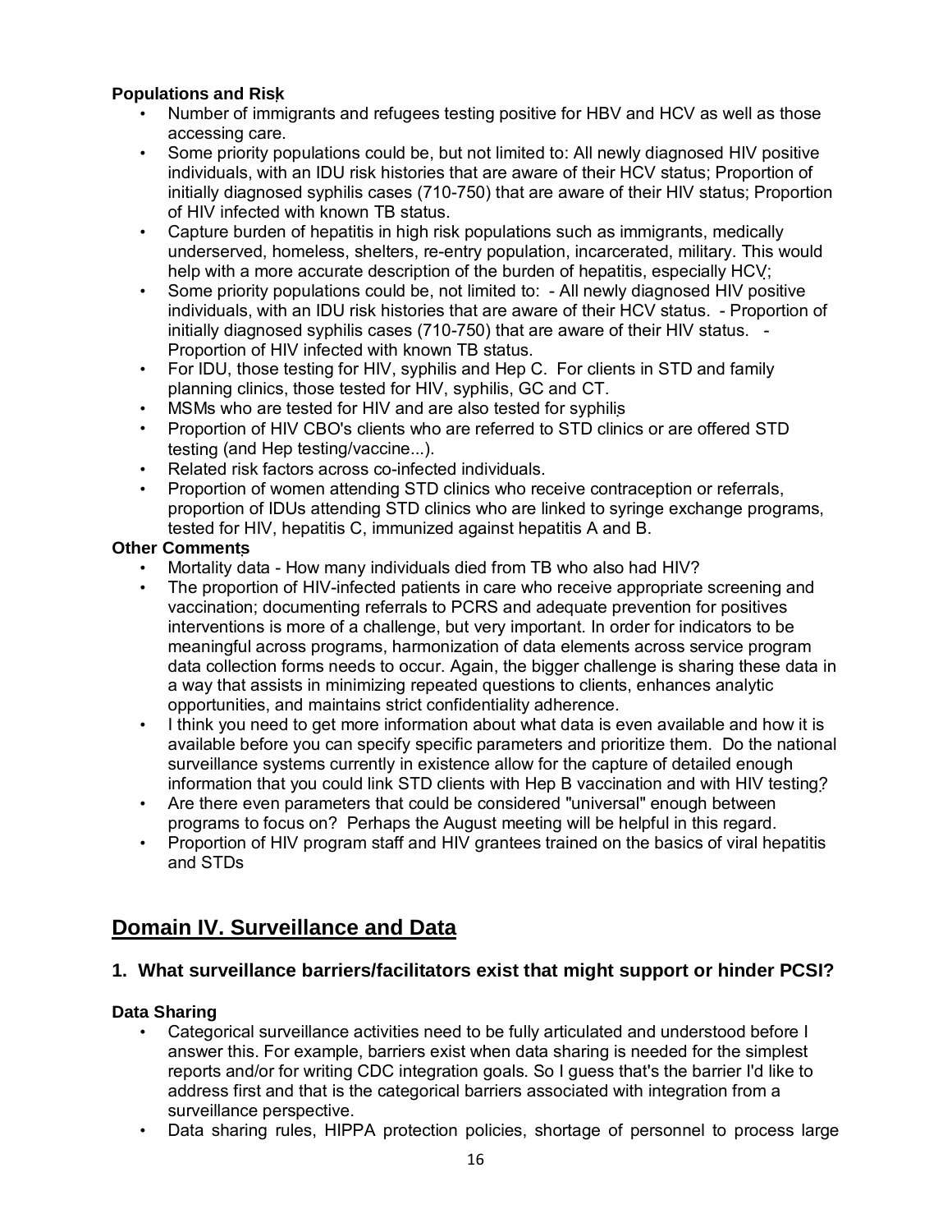**Populations and Risk**

- Number of immigrants and refugees testing positive for HBV and HCV as well as those accessing care.
- Some priority populations could be, but not limited to: All newly diagnosed HIV positive individuals, with an IDU risk histories that are aware of their HCV status; Proportion of initially diagnosed syphilis cases (710-750) that are aware of their HIV status; Proportion of HIV infected with known TB status.
- Capture burden of hepatitis in high risk populations such as immigrants, medically underserved, homeless, shelters, re-entry population, incarcerated, military. This would help with a more accurate description of the burden of hepatitis, especially HCV;
- Some priority populations could be, not limited to: - All newly diagnosed HIV positive individuals, with an IDU risk histories that are aware of their HCV status. - Proportion of initially diagnosed syphilis cases (710-750) that are aware of their HIV status. - Proportion of HIV infected with known TB status.
- For IDU, those testing for HIV, syphilis and Hep C. For clients in STD and family planning clinics, those tested for HIV, syphilis, GC and CT.
- MSMs who are tested for HIV and are also tested for syphilis
- Proportion of HIV CBO's clients who are referred to STD clinics or are offered STD testing (and Hep testing/vaccine...).
- Related risk factors across co-infected individuals.
- Proportion of women attending STD clinics who receive contraception or referrals, proportion of IDUs attending STD clinics who are linked to syringe exchange programs, tested for HIV, hepatitis C, immunized against hepatitis A and B.

**Other Comments**

- Mortality data - How many individuals died from TB who also had HIV?
- The proportion of HIV-infected patients in care who receive appropriate screening and vaccination; documenting referrals to PCRS and adequate prevention for positives interventions is more of a challenge, but very important. In order for indicators to be meaningful across programs, harmonization of data elements across service program data collection forms needs to occur. Again, the bigger challenge is sharing these data in a way that assists in minimizing repeated questions to clients, enhances analytic opportunities, and maintains strict confidentiality adherence.
- I think you need to get more information about what data is even available and how it is available before you can specify specific parameters and prioritize them. Do the national surveillance systems currently in existence allow for the capture of detailed enough information that you could link STD clients with Hep B vaccination and with HIV testing?
- Are there even parameters that could be considered "universal" enough between programs to focus on? Perhaps the August meeting will be helpful in this regard.
- Proportion of HIV program staff and HIV grantees trained on the basics of viral hepatitis and STDs

## Domain IV. Surveillance and Data

### 1. What surveillance barriers/facilitators exist that might support or hinder PCSI?

**Data Sharing**

- Categorical surveillance activities need to be fully articulated and understood before I answer this. For example, barriers exist when data sharing is needed for the simplest reports and/or for writing CDC integration goals. So I guess that's the barrier I'd like to address first and that is the categorical barriers associated with integration from a surveillance perspective.
- Data sharing rules, HIPPA protection policies, shortage of personnel to process large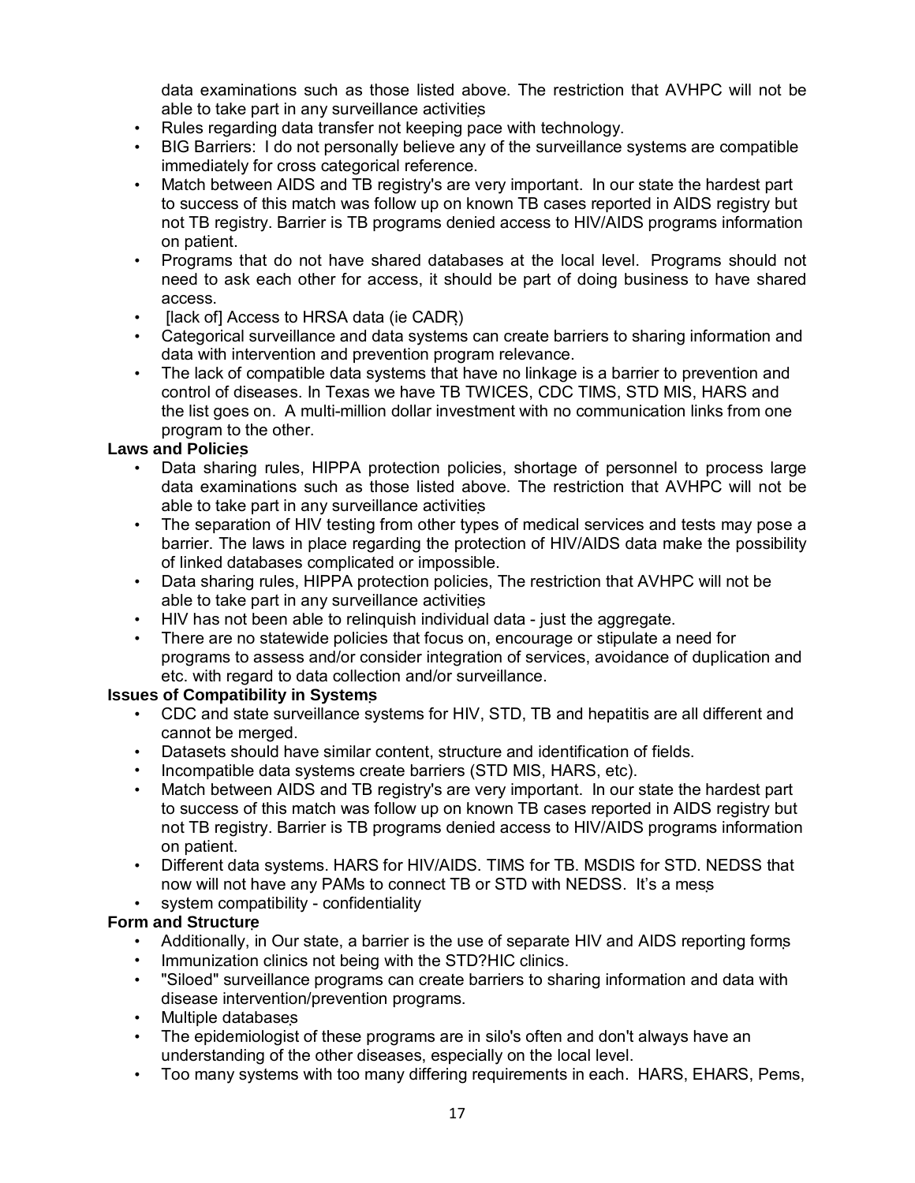data examinations such as those listed above. The restriction that AVHPC will not be able to take part in any surveillance activities

- Rules regarding data transfer not keeping pace with technology.
- BIG Barriers: I do not personally believe any of the surveillance systems are compatible immediately for cross categorical reference.
- Match between AIDS and TB registry's are very important. In our state the hardest part to success of this match was follow up on known TB cases reported in AIDS registry but not TB registry. Barrier is TB programs denied access to HIV/AIDS programs information on patient.
- Programs that do not have shared databases at the local level. Programs should not need to ask each other for access, it should be part of doing business to have shared access.
- [lack of] Access to HRSA data (ie CADR)
- Categorical surveillance and data systems can create barriers to sharing information and data with intervention and prevention program relevance.
- The lack of compatible data systems that have no linkage is a barrier to prevention and control of diseases. In Texas we have TB TWICES, CDC TIMS, STD MIS, HARS and the list goes on. A multi-million dollar investment with no communication links from one program to the other.

**Laws and Policies**

- Data sharing rules, HIPPA protection policies, shortage of personnel to process large data examinations such as those listed above. The restriction that AVHPC will not be able to take part in any surveillance activities
- The separation of HIV testing from other types of medical services and tests may pose a barrier. The laws in place regarding the protection of HIV/AIDS data make the possibility of linked databases complicated or impossible.
- Data sharing rules, HIPPA protection policies, The restriction that AVHPC will not be able to take part in any surveillance activities
- HIV has not been able to relinquish individual data - just the aggregate.
- There are no statewide policies that focus on, encourage or stipulate a need for programs to assess and/or consider integration of services, avoidance of duplication and etc. with regard to data collection and/or surveillance.

**Issues of Compatibility in Systems**

- CDC and state surveillance systems for HIV, STD, TB and hepatitis are all different and cannot be merged.
- Datasets should have similar content, structure and identification of fields.
- Incompatible data systems create barriers (STD MIS, HARS, etc).
- Match between AIDS and TB registry's are very important. In our state the hardest part to success of this match was follow up on known TB cases reported in AIDS registry but not TB registry. Barrier is TB programs denied access to HIV/AIDS programs information on patient.
- Different data systems. HARS for HIV/AIDS. TIMS for TB. MSDIS for STD. NEDSS that now will not have any PAMs to connect TB or STD with NEDSS. It's a mess
- system compatibility - confidentiality

**Form and Structure**

- Additionally, in Our state, a barrier is the use of separate HIV and AIDS reporting forms
- Immunization clinics not being with the STD?HIC clinics.
- "Siloed" surveillance programs can create barriers to sharing information and data with disease intervention/prevention programs.
- Multiple databases
- The epidemiologist of these programs are in silo's often and don't always have an understanding of the other diseases, especially on the local level.
- Too many systems with too many differing requirements in each. HARS, EHARS, Pems,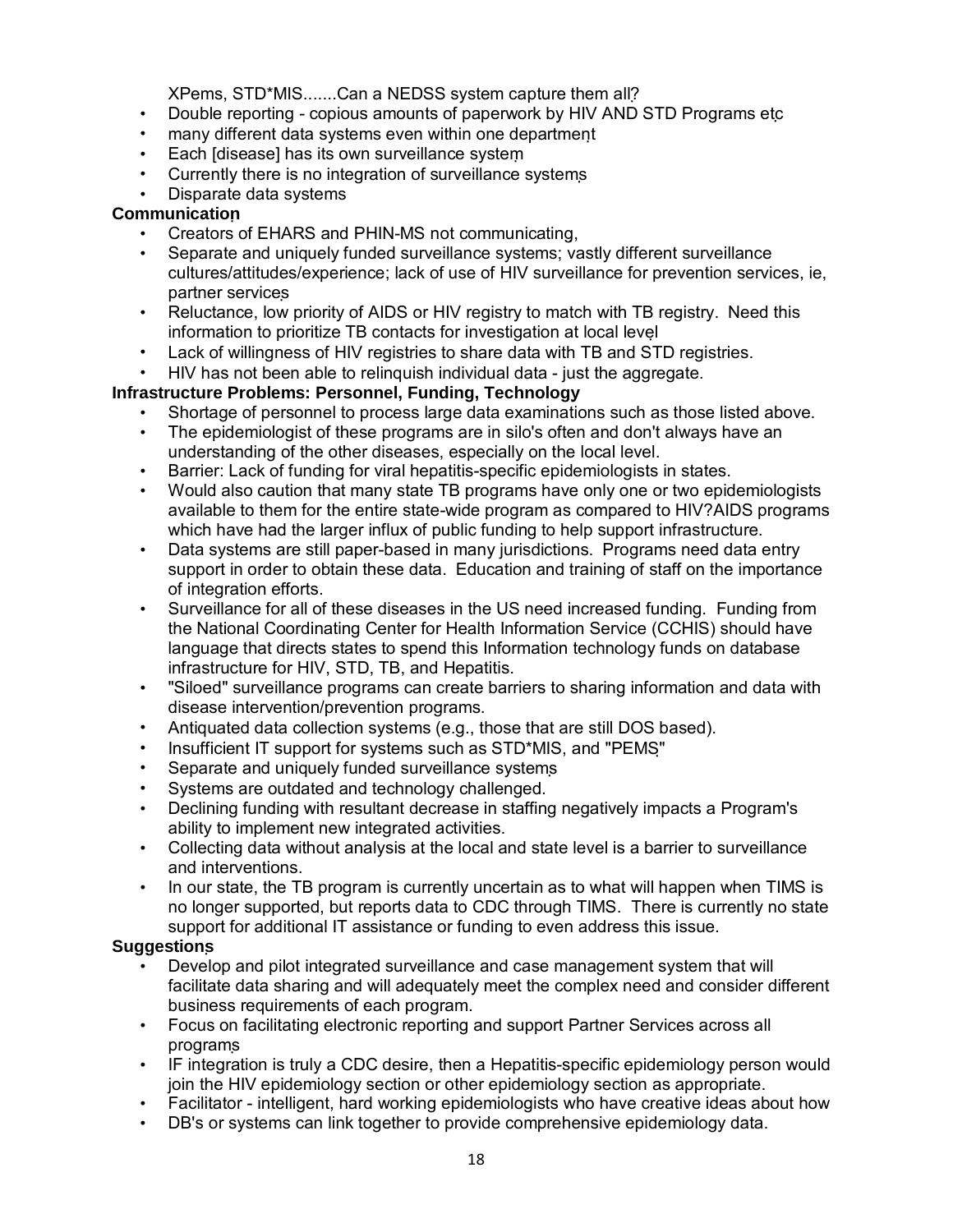XPems, STD*MIS.......Can a NEDSS system capture them all?

- Double reporting - copious amounts of paperwork by HIV AND STD Programs etc
- many different data systems even within one department
- Each [disease] has its own surveillance system
- Currently there is no integration of surveillance systems
- Disparate data systems

**Communication**

- Creators of EHARS and PHIN-MS not communicating,
- Separate and uniquely funded surveillance systems; vastly different surveillance cultures/attitudes/experience; lack of use of HIV surveillance for prevention services, ie, partner services
- Reluctance, low priority of AIDS or HIV registry to match with TB registry. Need this information to prioritize TB contacts for investigation at local level
- Lack of willingness of HIV registries to share data with TB and STD registries.
- HIV has not been able to relinquish individual data - just the aggregate.

**Infrastructure Problems: Personnel, Funding, Technology**

- Shortage of personnel to process large data examinations such as those listed above.
- The epidemiologist of these programs are in silo's often and don't always have an understanding of the other diseases, especially on the local level.
- Barrier: Lack of funding for viral hepatitis-specific epidemiologists in states.
- Would also caution that many state TB programs have only one or two epidemiologists available to them for the entire state-wide program as compared to HIV?AIDS programs which have had the larger influx of public funding to help support infrastructure.
- Data systems are still paper-based in many jurisdictions. Programs need data entry support in order to obtain these data. Education and training of staff on the importance of integration efforts.
- Surveillance for all of these diseases in the US need increased funding. Funding from the National Coordinating Center for Health Information Service (CCHIS) should have language that directs states to spend this Information technology funds on database infrastructure for HIV, STD, TB, and Hepatitis.
- "Siloed" surveillance programs can create barriers to sharing information and data with disease intervention/prevention programs.
- Antiquated data collection systems (e.g., those that are still DOS based).
- Insufficient IT support for systems such as STD*MIS, and "PEMS"
- Separate and uniquely funded surveillance systems
- Systems are outdated and technology challenged.
- Declining funding with resultant decrease in staffing negatively impacts a Program's ability to implement new integrated activities.
- Collecting data without analysis at the local and state level is a barrier to surveillance and interventions.
- In our state, the TB program is currently uncertain as to what will happen when TIMS is no longer supported, but reports data to CDC through TIMS. There is currently no state support for additional IT assistance or funding to even address this issue.

**Suggestions**

- Develop and pilot integrated surveillance and case management system that will facilitate data sharing and will adequately meet the complex need and consider different business requirements of each program.
- Focus on facilitating electronic reporting and support Partner Services across all programs
- IF integration is truly a CDC desire, then a Hepatitis-specific epidemiology person would join the HIV epidemiology section or other epidemiology section as appropriate.
- Facilitator - intelligent, hard working epidemiologists who have creative ideas about how
- DB's or systems can link together to provide comprehensive epidemiology data.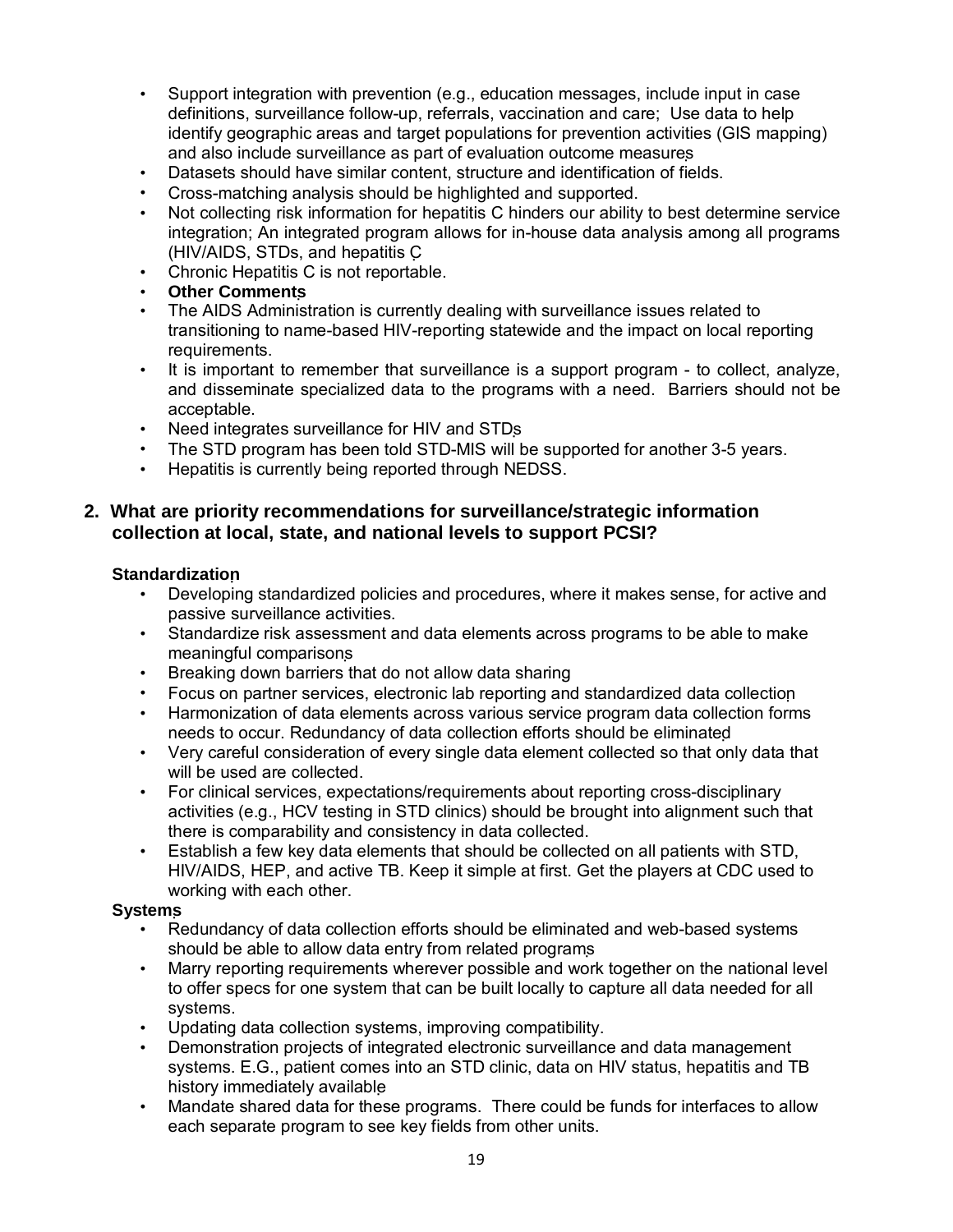- Support integration with prevention (e.g., education messages, include input in case definitions, surveillance follow-up, referrals, vaccination and care; Use data to help identify geographic areas and target populations for prevention activities (GIS mapping) and also include surveillance as part of evaluation outcome measures
- Datasets should have similar content, structure and identification of fields.
- Cross-matching analysis should be highlighted and supported.
- Not collecting risk information for hepatitis C hinders our ability to best determine service integration; An integrated program allows for in-house data analysis among all programs (HIV/AIDS, STDs, and hepatitis C
- Chronic Hepatitis C is not reportable.
- **Other Comments**
- The AIDS Administration is currently dealing with surveillance issues related to transitioning to name-based HIV-reporting statewide and the impact on local reporting requirements.
- It is important to remember that surveillance is a support program - to collect, analyze, and disseminate specialized data to the programs with a need. Barriers should not be acceptable.
- Need integrates surveillance for HIV and STDs
- The STD program has been told STD-MIS will be supported for another 3-5 years.
- Hepatitis is currently being reported through NEDSS.

## 2. What are priority recommendations for surveillance/strategic information collection at local, state, and national levels to support PCSI?

**Standardization**

- Developing standardized policies and procedures, where it makes sense, for active and passive surveillance activities.
- Standardize risk assessment and data elements across programs to be able to make meaningful comparisons
- Breaking down barriers that do not allow data sharing
- Focus on partner services, electronic lab reporting and standardized data collection
- Harmonization of data elements across various service program data collection forms needs to occur. Redundancy of data collection efforts should be eliminated
- Very careful consideration of every single data element collected so that only data that will be used are collected.
- For clinical services, expectations/requirements about reporting cross-disciplinary activities (e.g., HCV testing in STD clinics) should be brought into alignment such that there is comparability and consistency in data collected.
- Establish a few key data elements that should be collected on all patients with STD, HIV/AIDS, HEP, and active TB. Keep it simple at first. Get the players at CDC used to working with each other.

**Systems**

- Redundancy of data collection efforts should be eliminated and web-based systems should be able to allow data entry from related programs
- Marry reporting requirements wherever possible and work together on the national level to offer specs for one system that can be built locally to capture all data needed for all systems.
- Updating data collection systems, improving compatibility.
- Demonstration projects of integrated electronic surveillance and data management systems. E.G., patient comes into an STD clinic, data on HIV status, hepatitis and TB history immediately available
- Mandate shared data for these programs. There could be funds for interfaces to allow each separate program to see key fields from other units.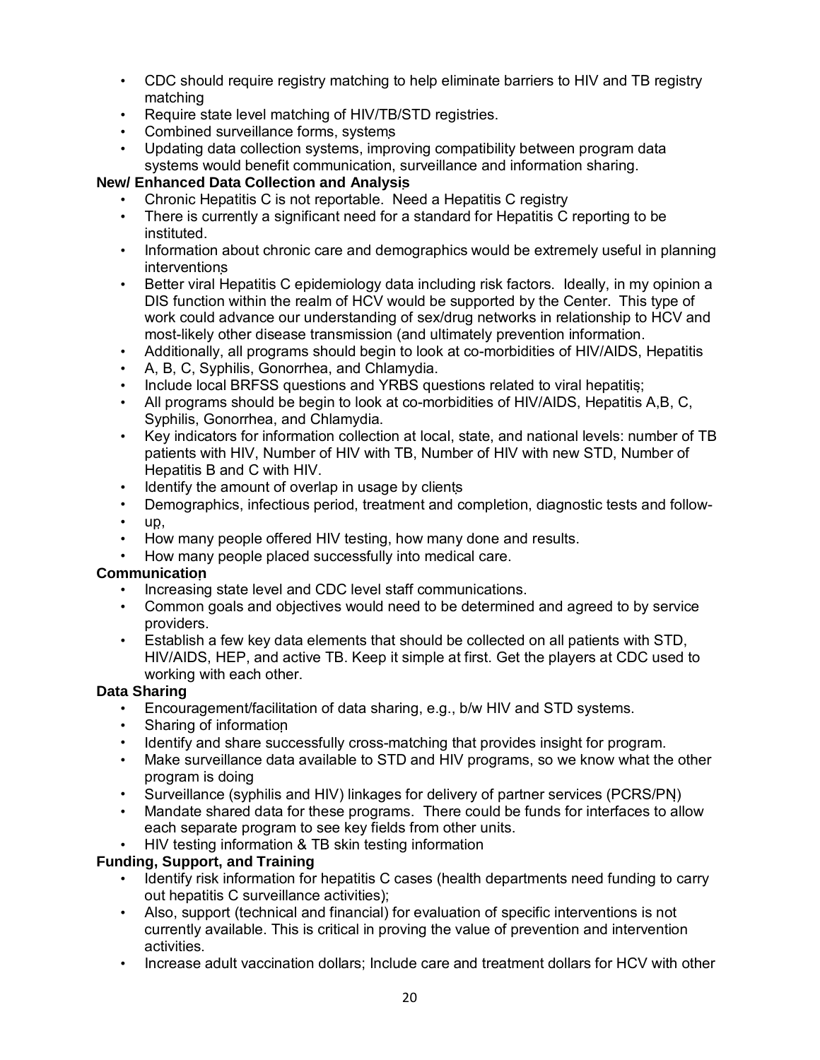- CDC should require registry matching to help eliminate barriers to HIV and TB registry matching
- Require state level matching of HIV/TB/STD registries.
- Combined surveillance forms, systems
- Updating data collection systems, improving compatibility between program data systems would benefit communication, surveillance and information sharing.

**New/ Enhanced Data Collection and Analysis**

- Chronic Hepatitis C is not reportable. Need a Hepatitis C registry
- There is currently a significant need for a standard for Hepatitis C reporting to be instituted.
- Information about chronic care and demographics would be extremely useful in planning interventions
- Better viral Hepatitis C epidemiology data including risk factors. Ideally, in my opinion a DIS function within the realm of HCV would be supported by the Center. This type of work could advance our understanding of sex/drug networks in relationship to HCV and most-likely other disease transmission (and ultimately prevention information.
- Additionally, all programs should begin to look at co-morbidities of HIV/AIDS, Hepatitis
- A, B, C, Syphilis, Gonorrhea, and Chlamydia.
- Include local BRFSS questions and YRBS questions related to viral hepatitis;
- All programs should be begin to look at co-morbidities of HIV/AIDS, Hepatitis A,B, C, Syphilis, Gonorrhea, and Chlamydia.
- Key indicators for information collection at local, state, and national levels: number of TB patients with HIV, Number of HIV with TB, Number of HIV with new STD, Number of Hepatitis B and C with HIV.
- Identify the amount of overlap in usage by clients
- Demographics, infectious period, treatment and completion, diagnostic tests and follow-
- up,
- How many people offered HIV testing, how many done and results.
- How many people placed successfully into medical care.

**Communication**

- Increasing state level and CDC level staff communications.
- Common goals and objectives would need to be determined and agreed to by service providers.
- Establish a few key data elements that should be collected on all patients with STD, HIV/AIDS, HEP, and active TB. Keep it simple at first. Get the players at CDC used to working with each other.

**Data Sharing**

- Encouragement/facilitation of data sharing, e.g., b/w HIV and STD systems.
- Sharing of information
- Identify and share successfully cross-matching that provides insight for program.
- Make surveillance data available to STD and HIV programs, so we know what the other program is doing
- Surveillance (syphilis and HIV) linkages for delivery of partner services (PCRS/PN)
- Mandate shared data for these programs. There could be funds for interfaces to allow each separate program to see key fields from other units.
- HIV testing information & TB skin testing information

**Funding, Support, and Training**

- Identify risk information for hepatitis C cases (health departments need funding to carry out hepatitis C surveillance activities);
- Also, support (technical and financial) for evaluation of specific interventions is not currently available. This is critical in proving the value of prevention and intervention activities.
- Increase adult vaccination dollars; Include care and treatment dollars for HCV with other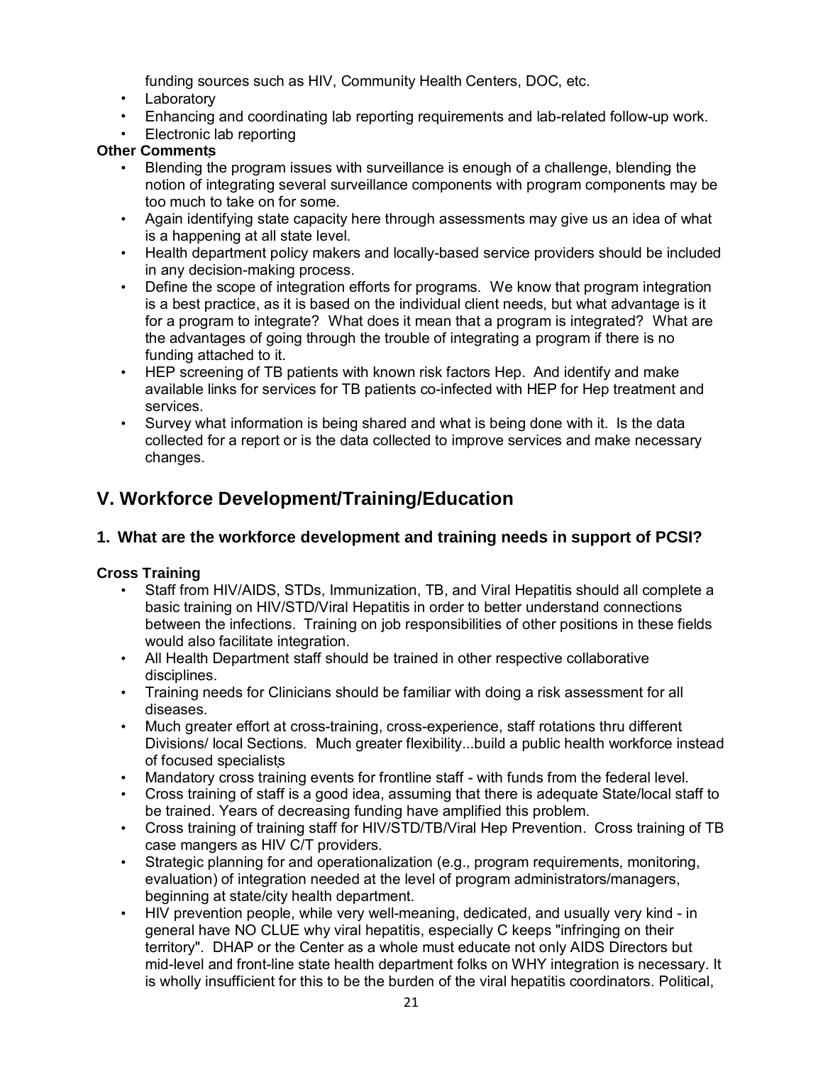funding sources such as HIV, Community Health Centers, DOC, etc.
- Laboratory
- Enhancing and coordinating lab reporting requirements and lab-related follow-up work.
- Electronic lab reporting

**Other Comments**

- Blending the program issues with surveillance is enough of a challenge, blending the notion of integrating several surveillance components with program components may be too much to take on for some.
- Again identifying state capacity here through assessments may give us an idea of what is a happening at all state level.
- Health department policy makers and locally-based service providers should be included in any decision-making process.
- Define the scope of integration efforts for programs. We know that program integration is a best practice, as it is based on the individual client needs, but what advantage is it for a program to integrate? What does it mean that a program is integrated? What are the advantages of going through the trouble of integrating a program if there is no funding attached to it.
- HEP screening of TB patients with known risk factors Hep. And identify and make available links for services for TB patients co-infected with HEP for Hep treatment and services.
- Survey what information is being shared and what is being done with it. Is the data collected for a report or is the data collected to improve services and make necessary changes.

## V. Workforce Development/Training/Education

### 1. What are the workforce development and training needs in support of PCSI?

**Cross Training**

- Staff from HIV/AIDS, STDs, Immunization, TB, and Viral Hepatitis should all complete a basic training on HIV/STD/Viral Hepatitis in order to better understand connections between the infections. Training on job responsibilities of other positions in these fields would also facilitate integration.
- All Health Department staff should be trained in other respective collaborative disciplines.
- Training needs for Clinicians should be familiar with doing a risk assessment for all diseases.
- Much greater effort at cross-training, cross-experience, staff rotations thru different Divisions/ local Sections. Much greater flexibility...build a public health workforce instead of focused specialists
- Mandatory cross training events for frontline staff - with funds from the federal level.
- Cross training of staff is a good idea, assuming that there is adequate State/local staff to be trained. Years of decreasing funding have amplified this problem.
- Cross training of training staff for HIV/STD/TB/Viral Hep Prevention. Cross training of TB case mangers as HIV C/T providers.
- Strategic planning for and operationalization (e.g., program requirements, monitoring, evaluation) of integration needed at the level of program administrators/managers, beginning at state/city health department.
- HIV prevention people, while very well-meaning, dedicated, and usually very kind - in general have NO CLUE why viral hepatitis, especially C keeps "infringing on their territory". DHAP or the Center as a whole must educate not only AIDS Directors but mid-level and front-line state health department folks on WHY integration is necessary. It is wholly insufficient for this to be the burden of the viral hepatitis coordinators. Political,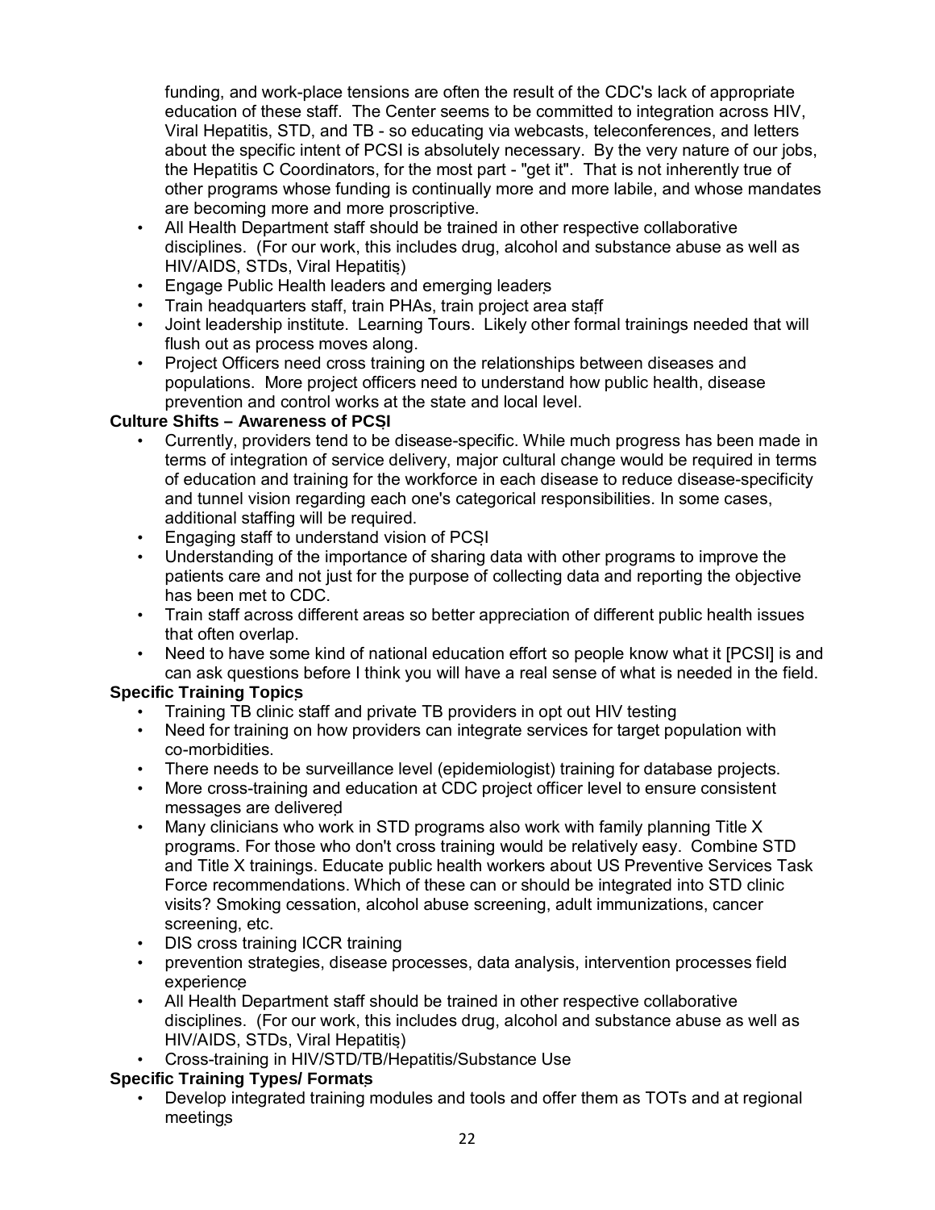funding, and work-place tensions are often the result of the CDC's lack of appropriate education of these staff. The Center seems to be committed to integration across HIV, Viral Hepatitis, STD, and TB - so educating via webcasts, teleconferences, and letters about the specific intent of PCSI is absolutely necessary. By the very nature of our jobs, the Hepatitis C Coordinators, for the most part - "get it". That is not inherently true of other programs whose funding is continually more and more labile, and whose mandates are becoming more and more proscriptive.

- All Health Department staff should be trained in other respective collaborative disciplines. (For our work, this includes drug, alcohol and substance abuse as well as HIV/AIDS, STDs, Viral Hepatitis)
- Engage Public Health leaders and emerging leaders
- Train headquarters staff, train PHAs, train project area staff
- Joint leadership institute. Learning Tours. Likely other formal trainings needed that will flush out as process moves along.
- Project Officers need cross training on the relationships between diseases and populations. More project officers need to understand how public health, disease prevention and control works at the state and local level.

**Culture Shifts – Awareness of PCSI**

- Currently, providers tend to be disease-specific. While much progress has been made in terms of integration of service delivery, major cultural change would be required in terms of education and training for the workforce in each disease to reduce disease-specificity and tunnel vision regarding each one's categorical responsibilities. In some cases, additional staffing will be required.
- Engaging staff to understand vision of PCSI
- Understanding of the importance of sharing data with other programs to improve the patients care and not just for the purpose of collecting data and reporting the objective has been met to CDC.
- Train staff across different areas so better appreciation of different public health issues that often overlap.
- Need to have some kind of national education effort so people know what it [PCSI] is and can ask questions before I think you will have a real sense of what is needed in the field.

**Specific Training Topics**

- Training TB clinic staff and private TB providers in opt out HIV testing
- Need for training on how providers can integrate services for target population with co-morbidities.
- There needs to be surveillance level (epidemiologist) training for database projects.
- More cross-training and education at CDC project officer level to ensure consistent messages are delivered
- Many clinicians who work in STD programs also work with family planning Title X programs. For those who don't cross training would be relatively easy. Combine STD and Title X trainings. Educate public health workers about US Preventive Services Task Force recommendations. Which of these can or should be integrated into STD clinic visits? Smoking cessation, alcohol abuse screening, adult immunizations, cancer screening, etc.
- DIS cross training ICCR training
- prevention strategies, disease processes, data analysis, intervention processes field experience
- All Health Department staff should be trained in other respective collaborative disciplines. (For our work, this includes drug, alcohol and substance abuse as well as HIV/AIDS, STDs, Viral Hepatitis)
- Cross-training in HIV/STD/TB/Hepatitis/Substance Use

**Specific Training Types/ Formats**

- Develop integrated training modules and tools and offer them as TOTs and at regional meetings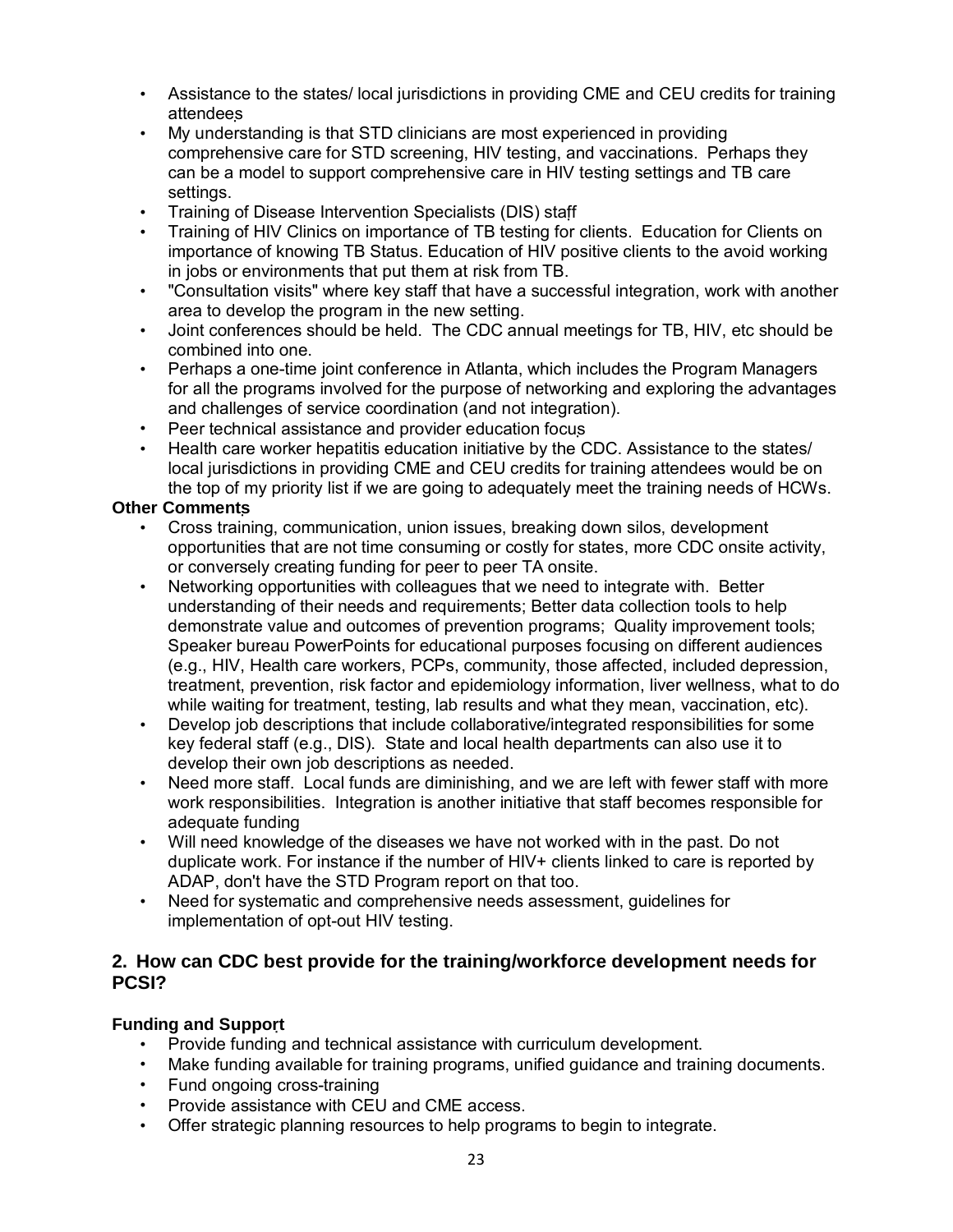- Assistance to the states/ local jurisdictions in providing CME and CEU credits for training attendees
- My understanding is that STD clinicians are most experienced in providing comprehensive care for STD screening, HIV testing, and vaccinations. Perhaps they can be a model to support comprehensive care in HIV testing settings and TB care settings.
- Training of Disease Intervention Specialists (DIS) staff
- Training of HIV Clinics on importance of TB testing for clients. Education for Clients on importance of knowing TB Status. Education of HIV positive clients to the avoid working in jobs or environments that put them at risk from TB.
- "Consultation visits" where key staff that have a successful integration, work with another area to develop the program in the new setting.
- Joint conferences should be held. The CDC annual meetings for TB, HIV, etc should be combined into one.
- Perhaps a one-time joint conference in Atlanta, which includes the Program Managers for all the programs involved for the purpose of networking and exploring the advantages and challenges of service coordination (and not integration).
- Peer technical assistance and provider education focus
- Health care worker hepatitis education initiative by the CDC. Assistance to the states/ local jurisdictions in providing CME and CEU credits for training attendees would be on the top of my priority list if we are going to adequately meet the training needs of HCWs.

**Other Comments**

- Cross training, communication, union issues, breaking down silos, development opportunities that are not time consuming or costly for states, more CDC onsite activity, or conversely creating funding for peer to peer TA onsite.
- Networking opportunities with colleagues that we need to integrate with. Better understanding of their needs and requirements; Better data collection tools to help demonstrate value and outcomes of prevention programs; Quality improvement tools; Speaker bureau PowerPoints for educational purposes focusing on different audiences (e.g., HIV, Health care workers, PCPs, community, those affected, included depression, treatment, prevention, risk factor and epidemiology information, liver wellness, what to do while waiting for treatment, testing, lab results and what they mean, vaccination, etc).
- Develop job descriptions that include collaborative/integrated responsibilities for some key federal staff (e.g., DIS). State and local health departments can also use it to develop their own job descriptions as needed.
- Need more staff. Local funds are diminishing, and we are left with fewer staff with more work responsibilities. Integration is another initiative that staff becomes responsible for adequate funding
- Will need knowledge of the diseases we have not worked with in the past. Do not duplicate work. For instance if the number of HIV+ clients linked to care is reported by ADAP, don't have the STD Program report on that too.
- Need for systematic and comprehensive needs assessment, guidelines for implementation of opt-out HIV testing.

## 2. How can CDC best provide for the training/workforce development needs for PCSI?

**Funding and Support**

- Provide funding and technical assistance with curriculum development.
- Make funding available for training programs, unified guidance and training documents.
- Fund ongoing cross-training
- Provide assistance with CEU and CME access.
- Offer strategic planning resources to help programs to begin to integrate.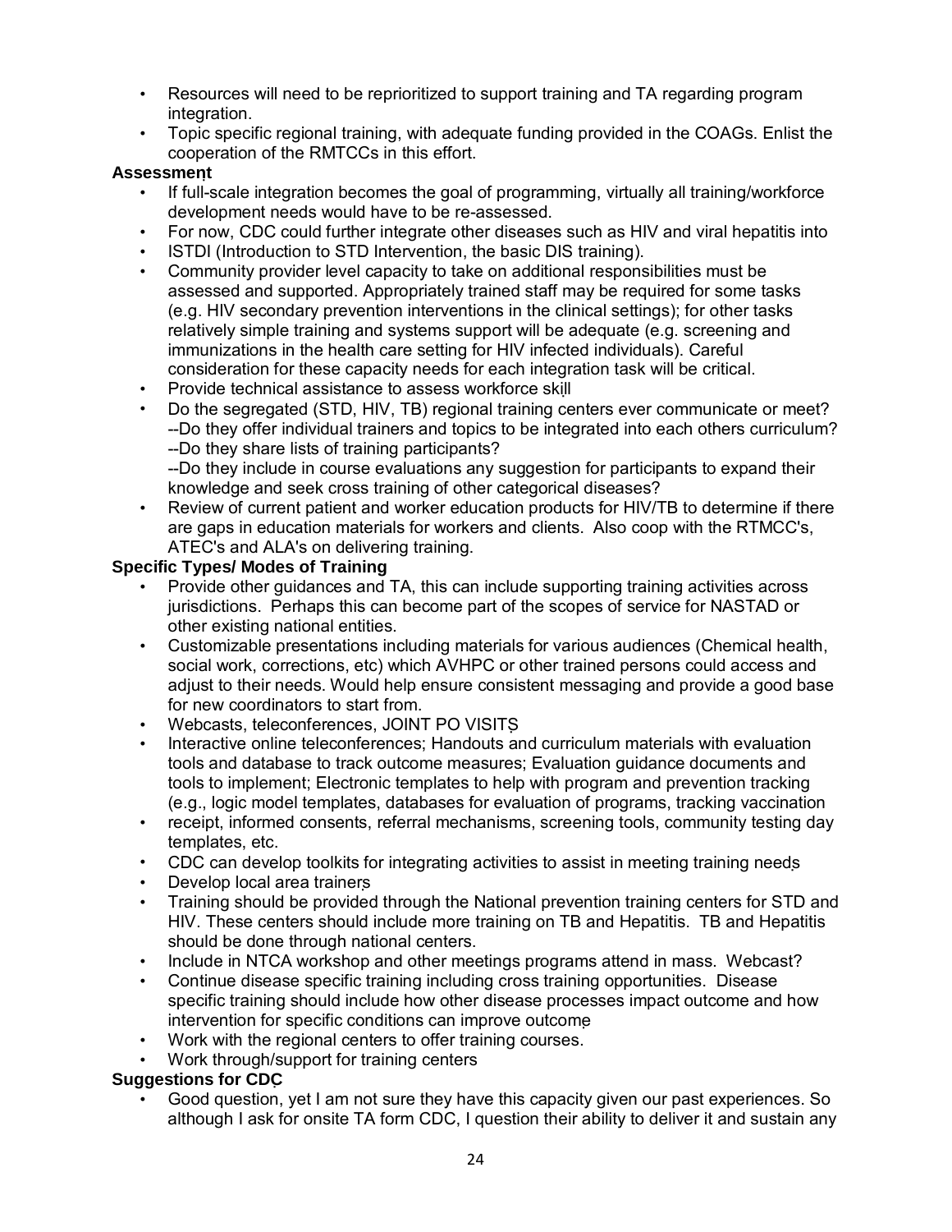- Resources will need to be reprioritized to support training and TA regarding program integration.
- Topic specific regional training, with adequate funding provided in the COAGs. Enlist the cooperation of the RMTCCs in this effort.

**Assessment**

- If full-scale integration becomes the goal of programming, virtually all training/workforce development needs would have to be re-assessed.
- For now, CDC could further integrate other diseases such as HIV and viral hepatitis into
- ISTDI (Introduction to STD Intervention, the basic DIS training).
- Community provider level capacity to take on additional responsibilities must be assessed and supported. Appropriately trained staff may be required for some tasks (e.g. HIV secondary prevention interventions in the clinical settings); for other tasks relatively simple training and systems support will be adequate (e.g. screening and immunizations in the health care setting for HIV infected individuals). Careful consideration for these capacity needs for each integration task will be critical.
- Provide technical assistance to assess workforce skill
- Do the segregated (STD, HIV, TB) regional training centers ever communicate or meet?
  --Do they offer individual trainers and topics to be integrated into each others curriculum?
  --Do they share lists of training participants?
  --Do they include in course evaluations any suggestion for participants to expand their knowledge and seek cross training of other categorical diseases?
- Review of current patient and worker education products for HIV/TB to determine if there are gaps in education materials for workers and clients. Also coop with the RTMCC's, ATEC's and ALA's on delivering training.

**Specific Types/ Modes of Training**

- Provide other guidances and TA, this can include supporting training activities across jurisdictions. Perhaps this can become part of the scopes of service for NASTAD or other existing national entities.
- Customizable presentations including materials for various audiences (Chemical health, social work, corrections, etc) which AVHPC or other trained persons could access and adjust to their needs. Would help ensure consistent messaging and provide a good base for new coordinators to start from.
- Webcasts, teleconferences, JOINT PO VISITS
- Interactive online teleconferences; Handouts and curriculum materials with evaluation tools and database to track outcome measures; Evaluation guidance documents and tools to implement; Electronic templates to help with program and prevention tracking (e.g., logic model templates, databases for evaluation of programs, tracking vaccination
- receipt, informed consents, referral mechanisms, screening tools, community testing day templates, etc.
- CDC can develop toolkits for integrating activities to assist in meeting training needs
- Develop local area trainers
- Training should be provided through the National prevention training centers for STD and HIV. These centers should include more training on TB and Hepatitis. TB and Hepatitis should be done through national centers.
- Include in NTCA workshop and other meetings programs attend in mass. Webcast?
- Continue disease specific training including cross training opportunities. Disease specific training should include how other disease processes impact outcome and how intervention for specific conditions can improve outcome
- Work with the regional centers to offer training courses.
- Work through/support for training centers

**Suggestions for CDC**

- Good question, yet I am not sure they have this capacity given our past experiences. So although I ask for onsite TA form CDC, I question their ability to deliver it and sustain any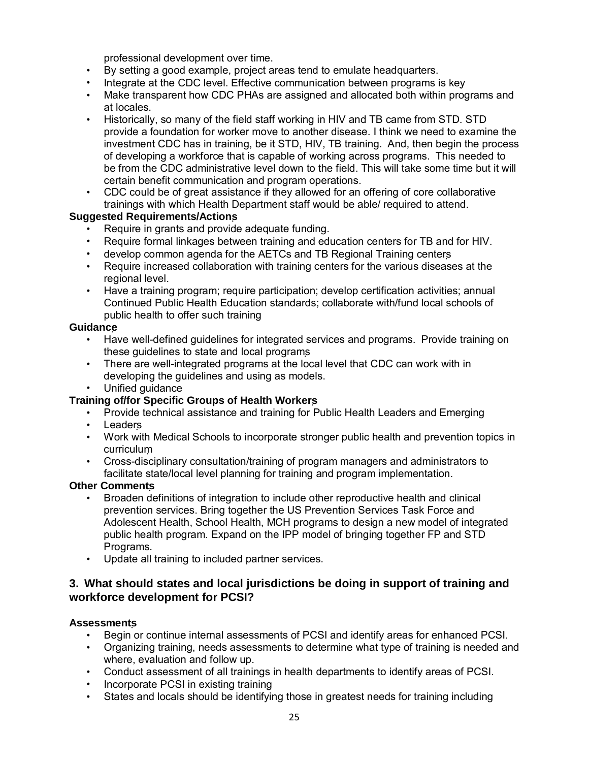professional development over time.

- By setting a good example, project areas tend to emulate headquarters.
- Integrate at the CDC level. Effective communication between programs is key
- Make transparent how CDC PHAs are assigned and allocated both within programs and at locales.
- Historically, so many of the field staff working in HIV and TB came from STD. STD provide a foundation for worker move to another disease. I think we need to examine the investment CDC has in training, be it STD, HIV, TB training. And, then begin the process of developing a workforce that is capable of working across programs. This needed to be from the CDC administrative level down to the field. This will take some time but it will certain benefit communication and program operations.
- CDC could be of great assistance if they allowed for an offering of core collaborative trainings with which Health Department staff would be able/ required to attend.

**Suggested Requirements/Actions**

- Require in grants and provide adequate funding.
- Require formal linkages between training and education centers for TB and for HIV.
- develop common agenda for the AETCs and TB Regional Training centers
- Require increased collaboration with training centers for the various diseases at the regional level.
- Have a training program; require participation; develop certification activities; annual Continued Public Health Education standards; collaborate with/fund local schools of public health to offer such training

**Guidance**

- Have well-defined guidelines for integrated services and programs. Provide training on these guidelines to state and local programs
- There are well-integrated programs at the local level that CDC can work with in developing the guidelines and using as models.
- Unified guidance

**Training of/for Specific Groups of Health Workers**

- Provide technical assistance and training for Public Health Leaders and Emerging
- Leaders
- Work with Medical Schools to incorporate stronger public health and prevention topics in curriculum
- Cross-disciplinary consultation/training of program managers and administrators to facilitate state/local level planning for training and program implementation.

**Other Comments**

- Broaden definitions of integration to include other reproductive health and clinical prevention services. Bring together the US Prevention Services Task Force and Adolescent Health, School Health, MCH programs to design a new model of integrated public health program. Expand on the IPP model of bringing together FP and STD Programs.
- Update all training to included partner services.

## 3. What should states and local jurisdictions be doing in support of training and workforce development for PCSI?

**Assessments**

- Begin or continue internal assessments of PCSI and identify areas for enhanced PCSI.
- Organizing training, needs assessments to determine what type of training is needed and where, evaluation and follow up.
- Conduct assessment of all trainings in health departments to identify areas of PCSI.
- Incorporate PCSI in existing training
- States and locals should be identifying those in greatest needs for training including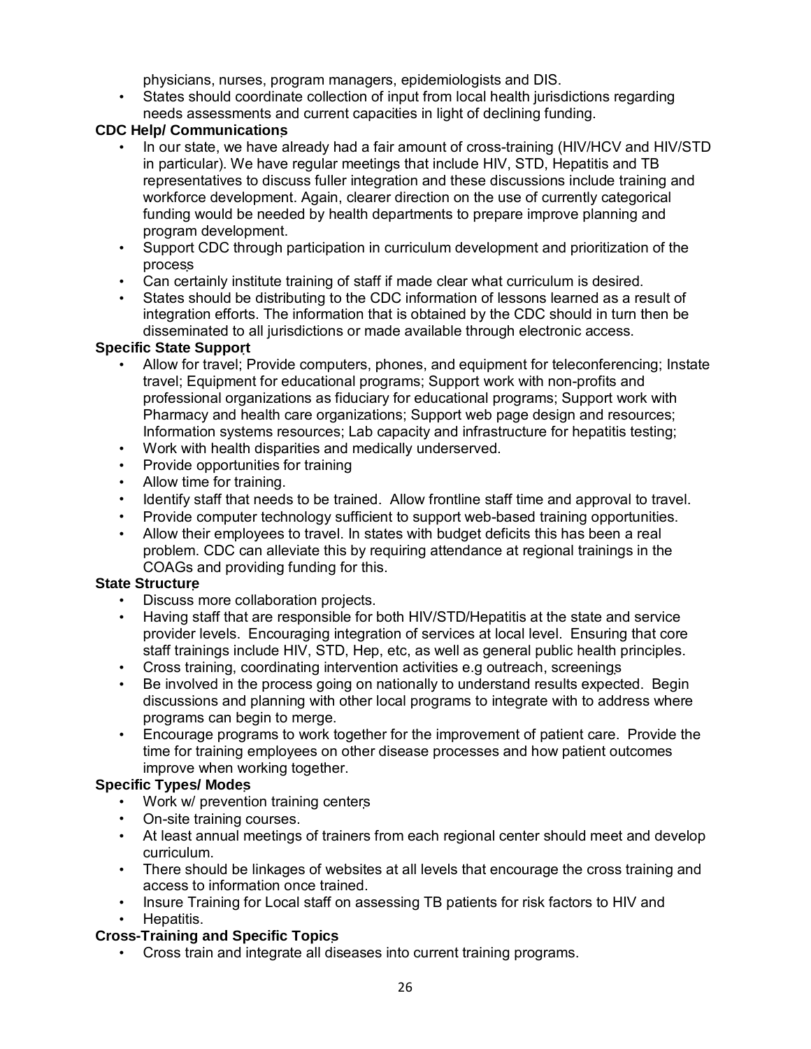physicians, nurses, program managers, epidemiologists and DIS.

- States should coordinate collection of input from local health jurisdictions regarding needs assessments and current capacities in light of declining funding.

**CDC Help/ Communications**

- In our state, we have already had a fair amount of cross-training (HIV/HCV and HIV/STD in particular). We have regular meetings that include HIV, STD, Hepatitis and TB representatives to discuss fuller integration and these discussions include training and workforce development. Again, clearer direction on the use of currently categorical funding would be needed by health departments to prepare improve planning and program development.
- Support CDC through participation in curriculum development and prioritization of the process
- Can certainly institute training of staff if made clear what curriculum is desired.
- States should be distributing to the CDC information of lessons learned as a result of integration efforts. The information that is obtained by the CDC should in turn then be disseminated to all jurisdictions or made available through electronic access.

**Specific State Support**

- Allow for travel; Provide computers, phones, and equipment for teleconferencing; Instate travel; Equipment for educational programs; Support work with non-profits and professional organizations as fiduciary for educational programs; Support work with Pharmacy and health care organizations; Support web page design and resources; Information systems resources; Lab capacity and infrastructure for hepatitis testing;
- Work with health disparities and medically underserved.
- Provide opportunities for training
- Allow time for training.
- Identify staff that needs to be trained. Allow frontline staff time and approval to travel.
- Provide computer technology sufficient to support web-based training opportunities.
- Allow their employees to travel. In states with budget deficits this has been a real problem. CDC can alleviate this by requiring attendance at regional trainings in the COAGs and providing funding for this.

**State Structure**

- Discuss more collaboration projects.
- Having staff that are responsible for both HIV/STD/Hepatitis at the state and service provider levels. Encouraging integration of services at local level. Ensuring that core staff trainings include HIV, STD, Hep, etc, as well as general public health principles.
- Cross training, coordinating intervention activities e.g outreach, screenings
- Be involved in the process going on nationally to understand results expected. Begin discussions and planning with other local programs to integrate with to address where programs can begin to merge.
- Encourage programs to work together for the improvement of patient care. Provide the time for training employees on other disease processes and how patient outcomes improve when working together.

**Specific Types/ Modes**

- Work w/ prevention training centers
- On-site training courses.
- At least annual meetings of trainers from each regional center should meet and develop curriculum.
- There should be linkages of websites at all levels that encourage the cross training and access to information once trained.
- Insure Training for Local staff on assessing TB patients for risk factors to HIV and
- Hepatitis.

**Cross-Training and Specific Topics**

- Cross train and integrate all diseases into current training programs.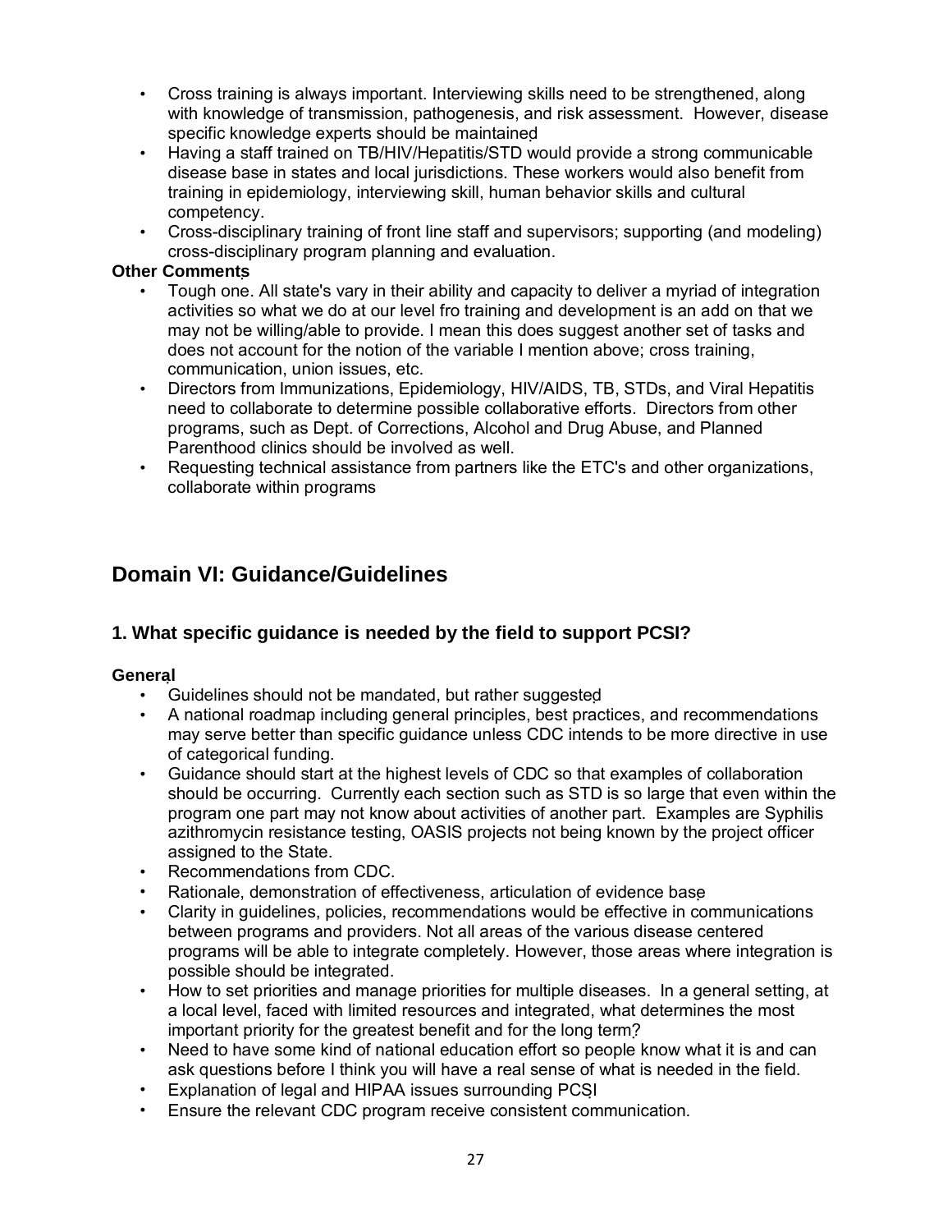- Cross training is always important. Interviewing skills need to be strengthened, along with knowledge of transmission, pathogenesis, and risk assessment. However, disease specific knowledge experts should be maintained
- Having a staff trained on TB/HIV/Hepatitis/STD would provide a strong communicable disease base in states and local jurisdictions. These workers would also benefit from training in epidemiology, interviewing skill, human behavior skills and cultural competency.
- Cross-disciplinary training of front line staff and supervisors; supporting (and modeling) cross-disciplinary program planning and evaluation.

**Other Comments**

- Tough one. All state's vary in their ability and capacity to deliver a myriad of integration activities so what we do at our level fro training and development is an add on that we may not be willing/able to provide. I mean this does suggest another set of tasks and does not account for the notion of the variable I mention above; cross training, communication, union issues, etc.
- Directors from Immunizations, Epidemiology, HIV/AIDS, TB, STDs, and Viral Hepatitis need to collaborate to determine possible collaborative efforts. Directors from other programs, such as Dept. of Corrections, Alcohol and Drug Abuse, and Planned Parenthood clinics should be involved as well.
- Requesting technical assistance from partners like the ETC's and other organizations, collaborate within programs

## Domain VI: Guidance/Guidelines

### 1. What specific guidance is needed by the field to support PCSI?

**General**

- Guidelines should not be mandated, but rather suggested
- A national roadmap including general principles, best practices, and recommendations may serve better than specific guidance unless CDC intends to be more directive in use of categorical funding.
- Guidance should start at the highest levels of CDC so that examples of collaboration should be occurring. Currently each section such as STD is so large that even within the program one part may not know about activities of another part. Examples are Syphilis azithromycin resistance testing, OASIS projects not being known by the project officer assigned to the State.
- Recommendations from CDC.
- Rationale, demonstration of effectiveness, articulation of evidence base
- Clarity in guidelines, policies, recommendations would be effective in communications between programs and providers. Not all areas of the various disease centered programs will be able to integrate completely. However, those areas where integration is possible should be integrated.
- How to set priorities and manage priorities for multiple diseases. In a general setting, at a local level, faced with limited resources and integrated, what determines the most important priority for the greatest benefit and for the long term?
- Need to have some kind of national education effort so people know what it is and can ask questions before I think you will have a real sense of what is needed in the field.
- Explanation of legal and HIPAA issues surrounding PCSI
- Ensure the relevant CDC program receive consistent communication.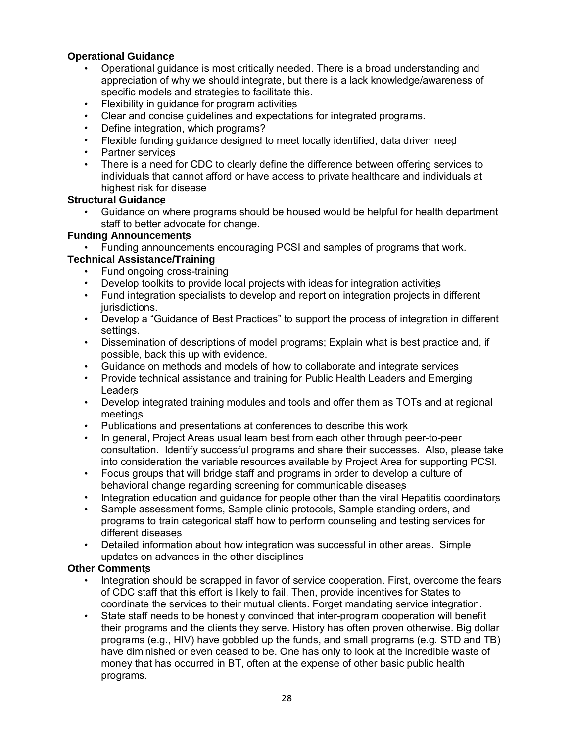**Operational Guidance**

- Operational guidance is most critically needed. There is a broad understanding and appreciation of why we should integrate, but there is a lack knowledge/awareness of specific models and strategies to facilitate this.
- Flexibility in guidance for program activities
- Clear and concise guidelines and expectations for integrated programs.
- Define integration, which programs?
- Flexible funding guidance designed to meet locally identified, data driven need
- Partner services
- There is a need for CDC to clearly define the difference between offering services to individuals that cannot afford or have access to private healthcare and individuals at highest risk for disease

**Structural Guidance**

- Guidance on where programs should be housed would be helpful for health department staff to better advocate for change.

**Funding Announcements**

- Funding announcements encouraging PCSI and samples of programs that work.

**Technical Assistance/Training**

- Fund ongoing cross-training
- Develop toolkits to provide local projects with ideas for integration activities
- Fund integration specialists to develop and report on integration projects in different jurisdictions.
- Develop a "Guidance of Best Practices" to support the process of integration in different settings.
- Dissemination of descriptions of model programs; Explain what is best practice and, if possible, back this up with evidence.
- Guidance on methods and models of how to collaborate and integrate services
- Provide technical assistance and training for Public Health Leaders and Emerging Leaders
- Develop integrated training modules and tools and offer them as TOTs and at regional meetings
- Publications and presentations at conferences to describe this work
- In general, Project Areas usual learn best from each other through peer-to-peer consultation. Identify successful programs and share their successes. Also, please take into consideration the variable resources available by Project Area for supporting PCSI.
- Focus groups that will bridge staff and programs in order to develop a culture of behavioral change regarding screening for communicable diseases
- Integration education and guidance for people other than the viral Hepatitis coordinators
- Sample assessment forms, Sample clinic protocols, Sample standing orders, and programs to train categorical staff how to perform counseling and testing services for different diseases
- Detailed information about how integration was successful in other areas. Simple updates on advances in the other disciplines

**Other Comments**

- Integration should be scrapped in favor of service cooperation. First, overcome the fears of CDC staff that this effort is likely to fail. Then, provide incentives for States to coordinate the services to their mutual clients. Forget mandating service integration.
- State staff needs to be honestly convinced that inter-program cooperation will benefit their programs and the clients they serve. History has often proven otherwise. Big dollar programs (e.g., HIV) have gobbled up the funds, and small programs (e.g. STD and TB) have diminished or even ceased to be. One has only to look at the incredible waste of money that has occurred in BT, often at the expense of other basic public health programs.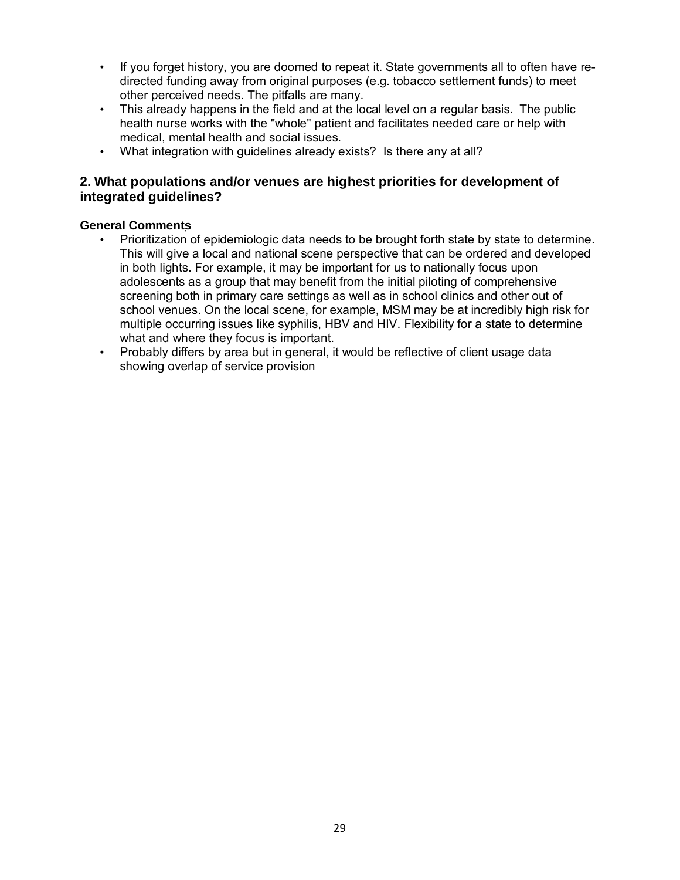- If you forget history, you are doomed to repeat it. State governments all to often have re-directed funding away from original purposes (e.g. tobacco settlement funds) to meet other perceived needs. The pitfalls are many.
- This already happens in the field and at the local level on a regular basis. The public health nurse works with the "whole" patient and facilitates needed care or help with medical, mental health and social issues.
- What integration with guidelines already exists? Is there any at all?

## 2. What populations and/or venues are highest priorities for development of integrated guidelines?

**General Comments**

- Prioritization of epidemiologic data needs to be brought forth state by state to determine. This will give a local and national scene perspective that can be ordered and developed in both lights. For example, it may be important for us to nationally focus upon adolescents as a group that may benefit from the initial piloting of comprehensive screening both in primary care settings as well as in school clinics and other out of school venues. On the local scene, for example, MSM may be at incredibly high risk for multiple occurring issues like syphilis, HBV and HIV. Flexibility for a state to determine what and where they focus is important.
- Probably differs by area but in general, it would be reflective of client usage data showing overlap of service provision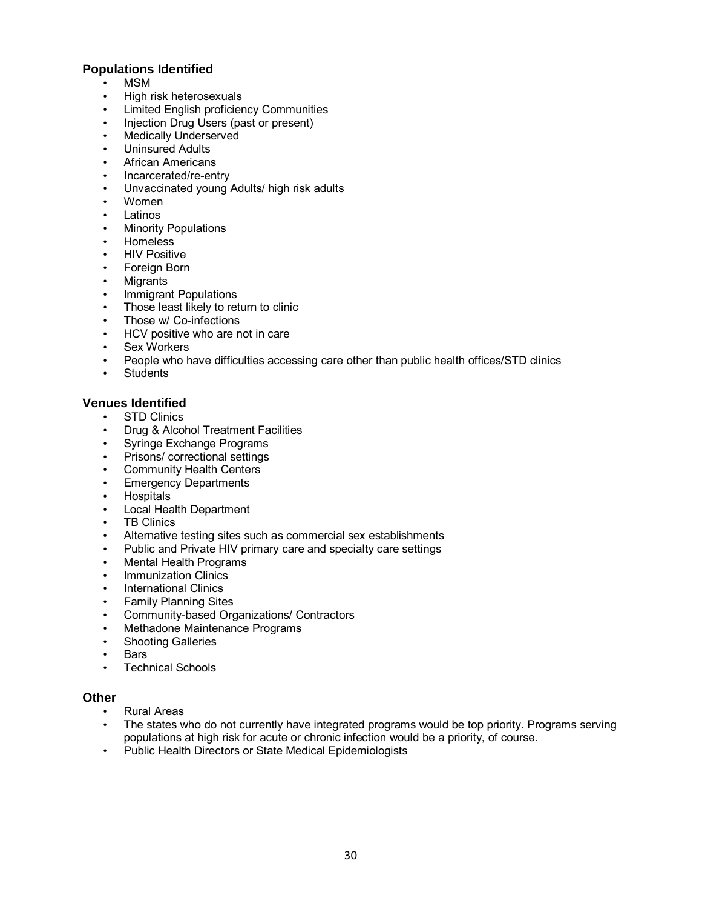### Populations Identified

- MSM
- High risk heterosexuals
- Limited English proficiency Communities
- Injection Drug Users (past or present)
- Medically Underserved
- Uninsured Adults
- African Americans
- Incarcerated/re-entry
- Unvaccinated young Adults/ high risk adults
- Women
- Latinos
- Minority Populations
- Homeless
- HIV Positive
- Foreign Born
- Migrants
- Immigrant Populations
- Those least likely to return to clinic
- Those w/ Co-infections
- HCV positive who are not in care
- Sex Workers
- People who have difficulties accessing care other than public health offices/STD clinics
- Students

### Venues Identified

- STD Clinics
- Drug & Alcohol Treatment Facilities
- Syringe Exchange Programs
- Prisons/ correctional settings
- Community Health Centers
- Emergency Departments
- Hospitals
- Local Health Department
- TB Clinics
- Alternative testing sites such as commercial sex establishments
- Public and Private HIV primary care and specialty care settings
- Mental Health Programs
- Immunization Clinics
- International Clinics
- Family Planning Sites
- Community-based Organizations/ Contractors
- Methadone Maintenance Programs
- Shooting Galleries
- Bars
- Technical Schools

### Other

- Rural Areas
- The states who do not currently have integrated programs would be top priority. Programs serving populations at high risk for acute or chronic infection would be a priority, of course.
- Public Health Directors or State Medical Epidemiologists